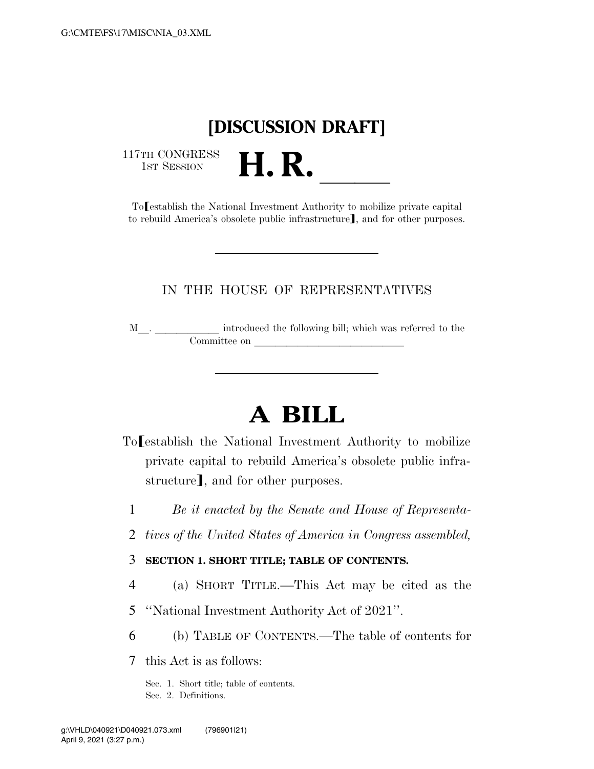# [DISCUSSION DRAFT]

117TH CONGRESS
1ST SESSION

# H. R. \_\_\_\_\_

To [establish the National Investment Authority to mobilize private capital to rebuild America's obsolete public infrastructure], and for other purposes.

---

IN THE HOUSE OF REPRESENTATIVES

M\_\_. \_\_\_\_\_\_\_\_\_\_\_\_ introduced the following bill; which was referred to the Committee on \_\_\_\_\_\_\_\_\_\_\_\_\_\_\_\_\_\_\_\_\_\_\_\_\_\_\_\_

---

# A BILL

To [establish the National Investment Authority to mobilize private capital to rebuild America's obsolete public infrastructure], and for other purposes.

1 *Be it enacted by the Senate and House of Representa-*
2 *tives of the United States of America in Congress assembled,*

3 **SECTION 1. SHORT TITLE; TABLE OF CONTENTS.**

4 (a) SHORT TITLE.—This Act may be cited as the
5 "National Investment Authority Act of 2021".

6 (b) TABLE OF CONTENTS.—The table of contents for
7 this Act is as follows:

Sec. 1. Short title; table of contents.
Sec. 2. Definitions.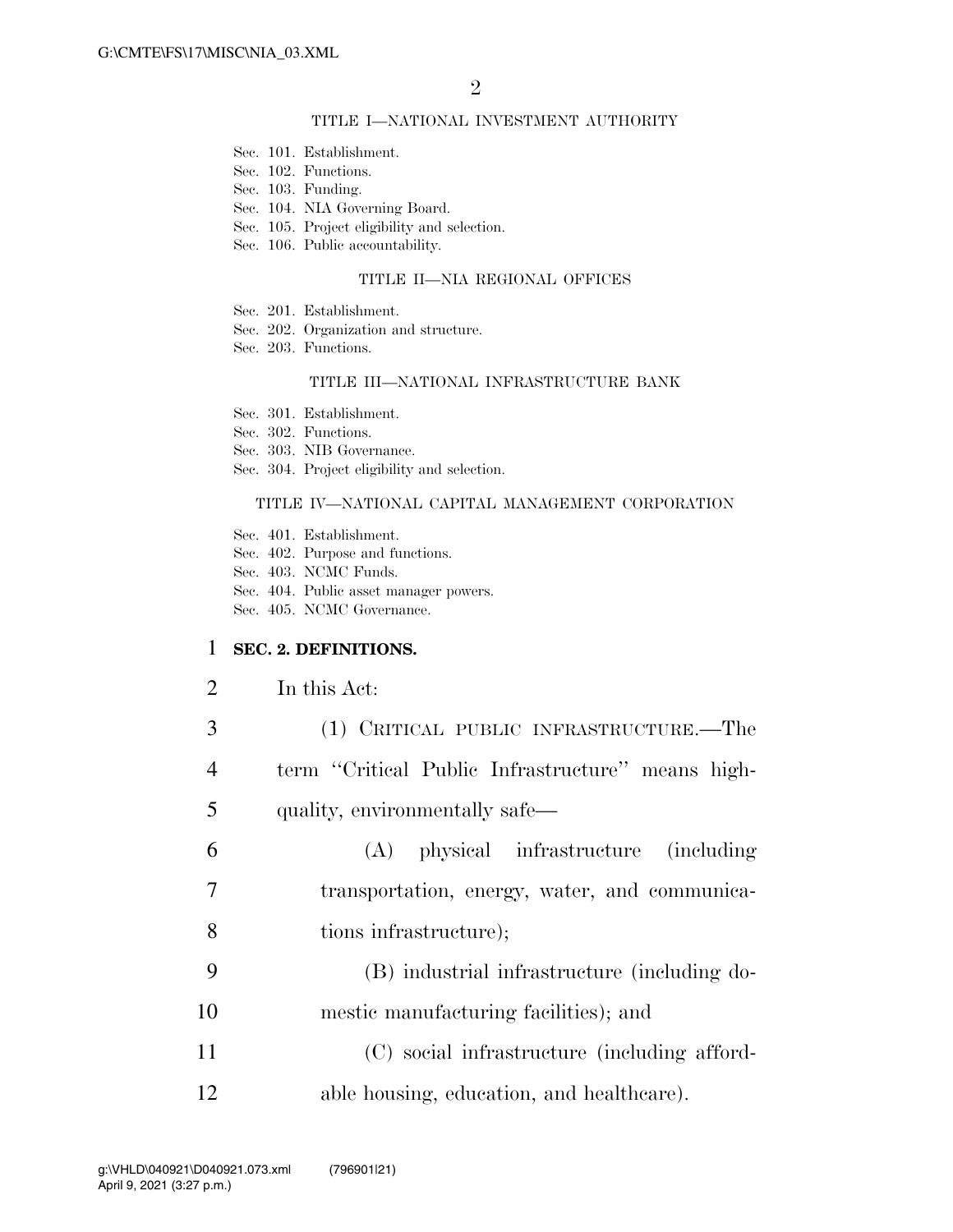TITLE I—NATIONAL INVESTMENT AUTHORITY

Sec. 101. Establishment.
Sec. 102. Functions.
Sec. 103. Funding.
Sec. 104. NIA Governing Board.
Sec. 105. Project eligibility and selection.
Sec. 106. Public accountability.

TITLE II—NIA REGIONAL OFFICES

Sec. 201. Establishment.
Sec. 202. Organization and structure.
Sec. 203. Functions.

TITLE III—NATIONAL INFRASTRUCTURE BANK

Sec. 301. Establishment.
Sec. 302. Functions.
Sec. 303. NIB Governance.
Sec. 304. Project eligibility and selection.

TITLE IV—NATIONAL CAPITAL MANAGEMENT CORPORATION

Sec. 401. Establishment.
Sec. 402. Purpose and functions.
Sec. 403. NCMC Funds.
Sec. 404. Public asset manager powers.
Sec. 405. NCMC Governance.

**SEC. 2. DEFINITIONS.**

In this Act:

(1) CRITICAL PUBLIC INFRASTRUCTURE.—The term ''Critical Public Infrastructure'' means high-quality, environmentally safe—

(A) physical infrastructure (including transportation, energy, water, and communications infrastructure);

(B) industrial infrastructure (including domestic manufacturing facilities); and

(C) social infrastructure (including affordable housing, education, and healthcare).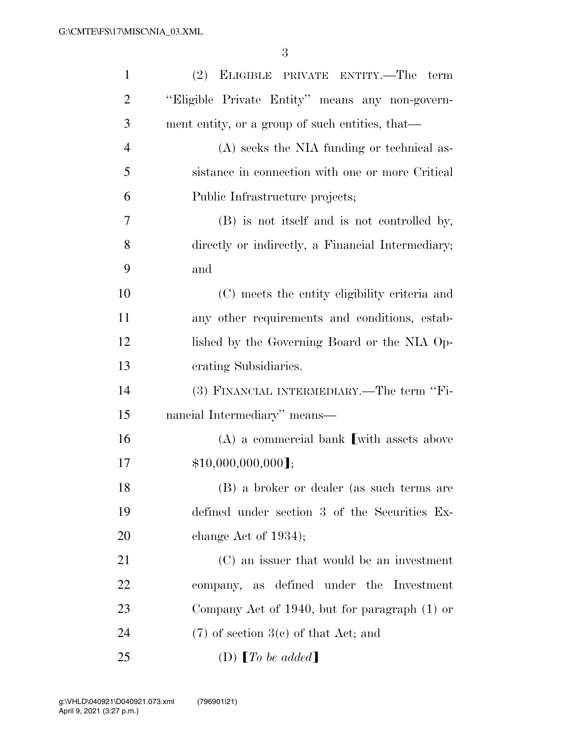(2) ELIGIBLE PRIVATE ENTITY.—The term "Eligible Private Entity" means any non-government entity, or a group of such entities, that—

(A) seeks the NIA funding or technical assistance in connection with one or more Critical Public Infrastructure projects;

(B) is not itself and is not controlled by, directly or indirectly, a Financial Intermediary; and

(C) meets the entity eligibility criteria and any other requirements and conditions, established by the Governing Board or the NIA Operating Subsidiaries.

(3) FINANCIAL INTERMEDIARY.—The term "Financial Intermediary" means—

(A) a commercial bank [with assets above $10,000,000,000];

(B) a broker or dealer (as such terms are defined under section 3 of the Securities Exchange Act of 1934);

(C) an issuer that would be an investment company, as defined under the Investment Company Act of 1940, but for paragraph (1) or (7) of section 3(c) of that Act; and

(D) [*To be added*]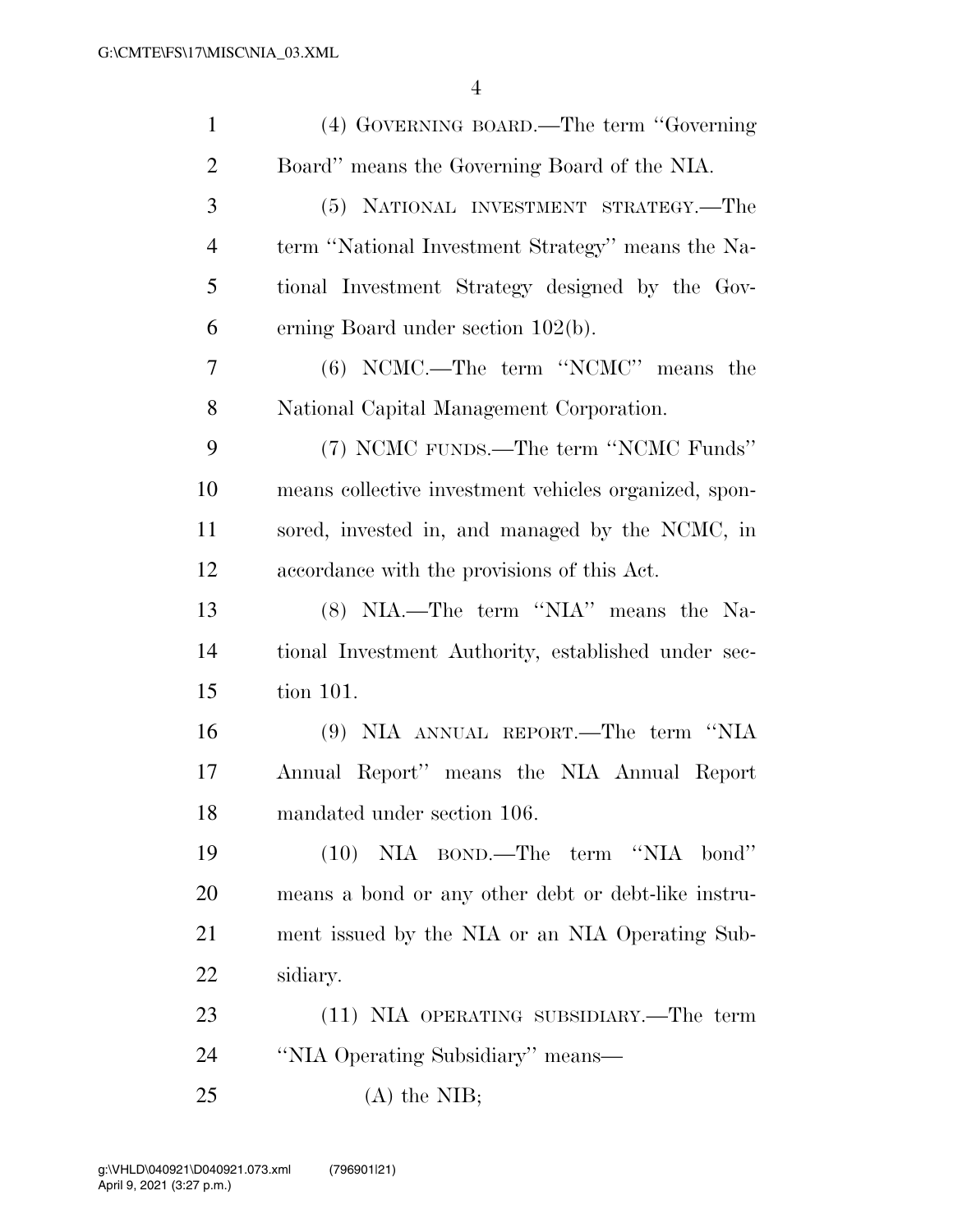(4) GOVERNING BOARD.—The term "Governing Board" means the Governing Board of the NIA.

(5) NATIONAL INVESTMENT STRATEGY.—The term "National Investment Strategy" means the National Investment Strategy designed by the Governing Board under section 102(b).

(6) NCMC.—The term "NCMC" means the National Capital Management Corporation.

(7) NCMC FUNDS.—The term "NCMC Funds" means collective investment vehicles organized, sponsored, invested in, and managed by the NCMC, in accordance with the provisions of this Act.

(8) NIA.—The term "NIA" means the National Investment Authority, established under section 101.

(9) NIA ANNUAL REPORT.—The term "NIA Annual Report" means the NIA Annual Report mandated under section 106.

(10) NIA BOND.—The term "NIA bond" means a bond or any other debt or debt-like instrument issued by the NIA or an NIA Operating Subsidiary.

(11) NIA OPERATING SUBSIDIARY.—The term "NIA Operating Subsidiary" means—

(A) the NIB;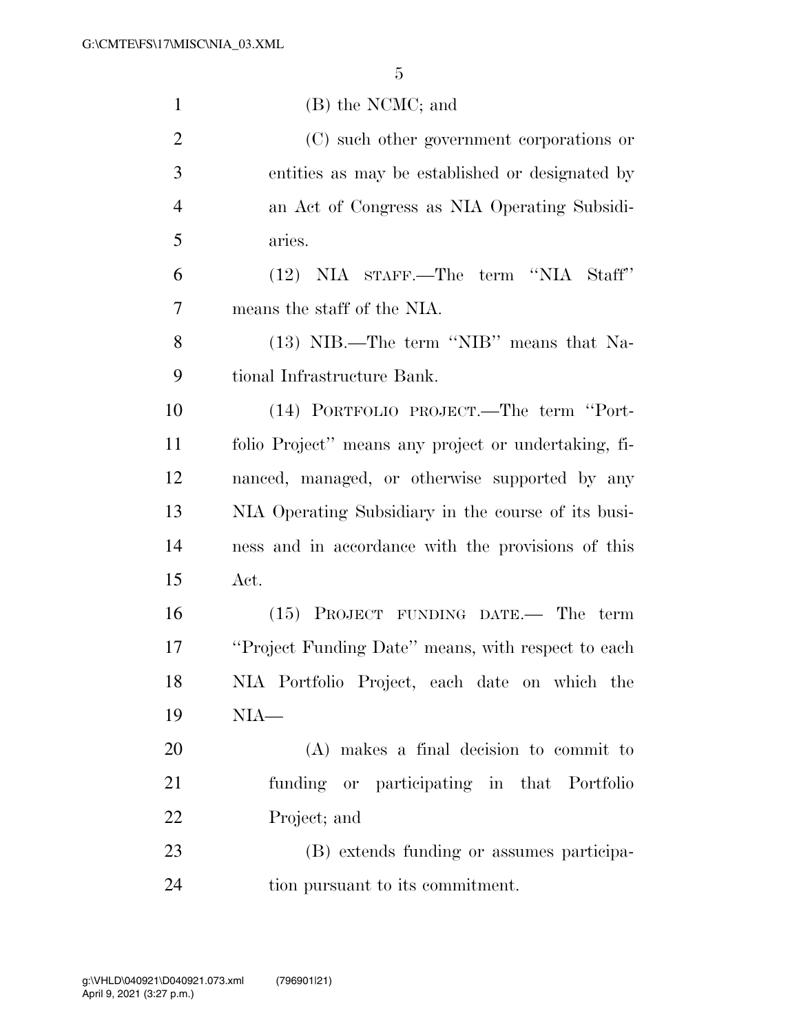(B) the NCMC; and

(C) such other government corporations or entities as may be established or designated by an Act of Congress as NIA Operating Subsidiaries.

(12) NIA STAFF.—The term ''NIA Staff'' means the staff of the NIA.

(13) NIB.—The term ''NIB'' means that National Infrastructure Bank.

(14) PORTFOLIO PROJECT.—The term ''Portfolio Project'' means any project or undertaking, financed, managed, or otherwise supported by any NIA Operating Subsidiary in the course of its business and in accordance with the provisions of this Act.

(15) PROJECT FUNDING DATE.— The term ''Project Funding Date'' means, with respect to each NIA Portfolio Project, each date on which the NIA—

(A) makes a final decision to commit to funding or participating in that Portfolio Project; and

(B) extends funding or assumes participation pursuant to its commitment.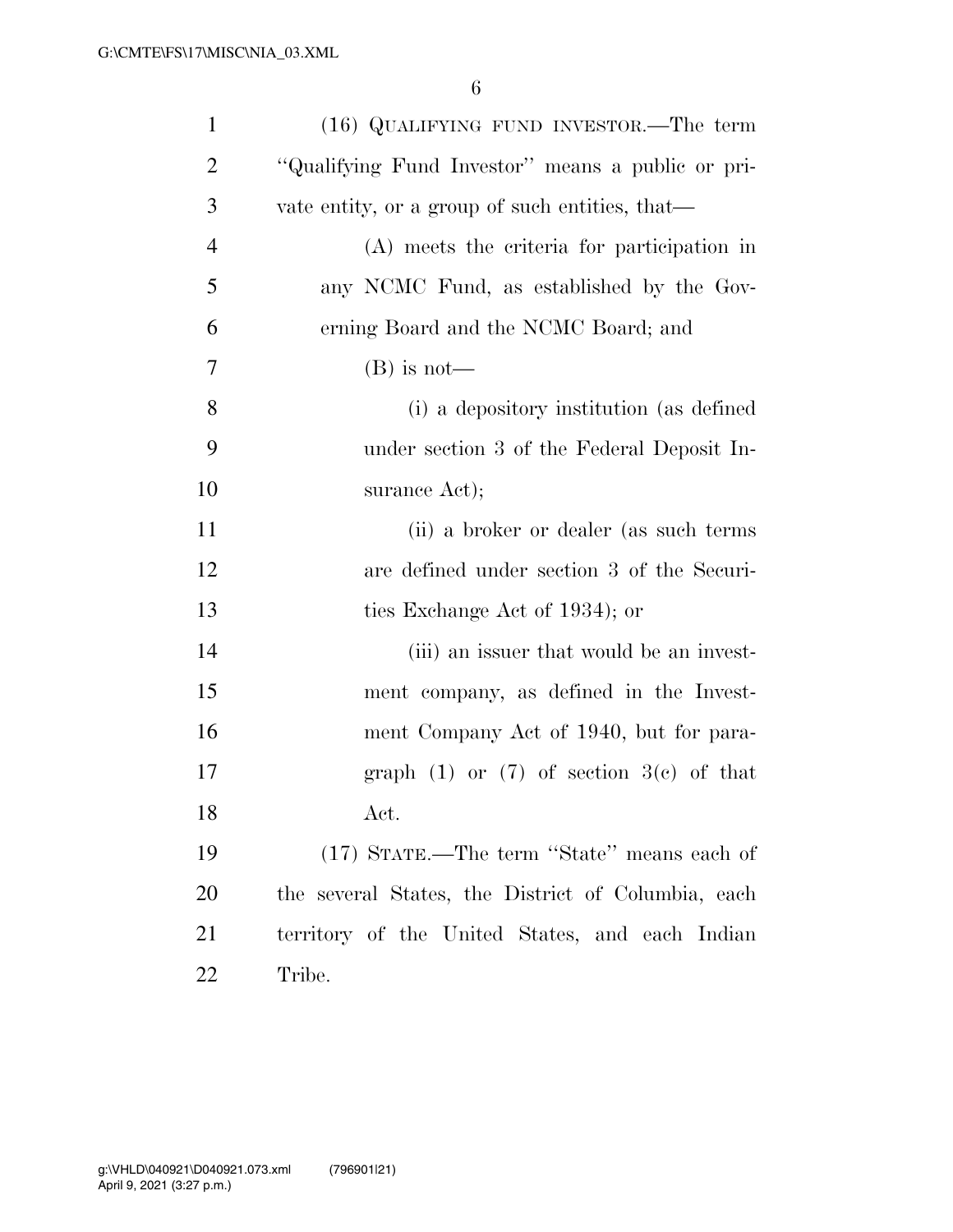(16) QUALIFYING FUND INVESTOR.—The term "Qualifying Fund Investor" means a public or private entity, or a group of such entities, that—

(A) meets the criteria for participation in any NCMC Fund, as established by the Governing Board and the NCMC Board; and

(B) is not—

(i) a depository institution (as defined under section 3 of the Federal Deposit Insurance Act);

(ii) a broker or dealer (as such terms are defined under section 3 of the Securities Exchange Act of 1934); or

(iii) an issuer that would be an investment company, as defined in the Investment Company Act of 1940, but for paragraph (1) or (7) of section 3(c) of that Act.

(17) STATE.—The term "State" means each of the several States, the District of Columbia, each territory of the United States, and each Indian Tribe.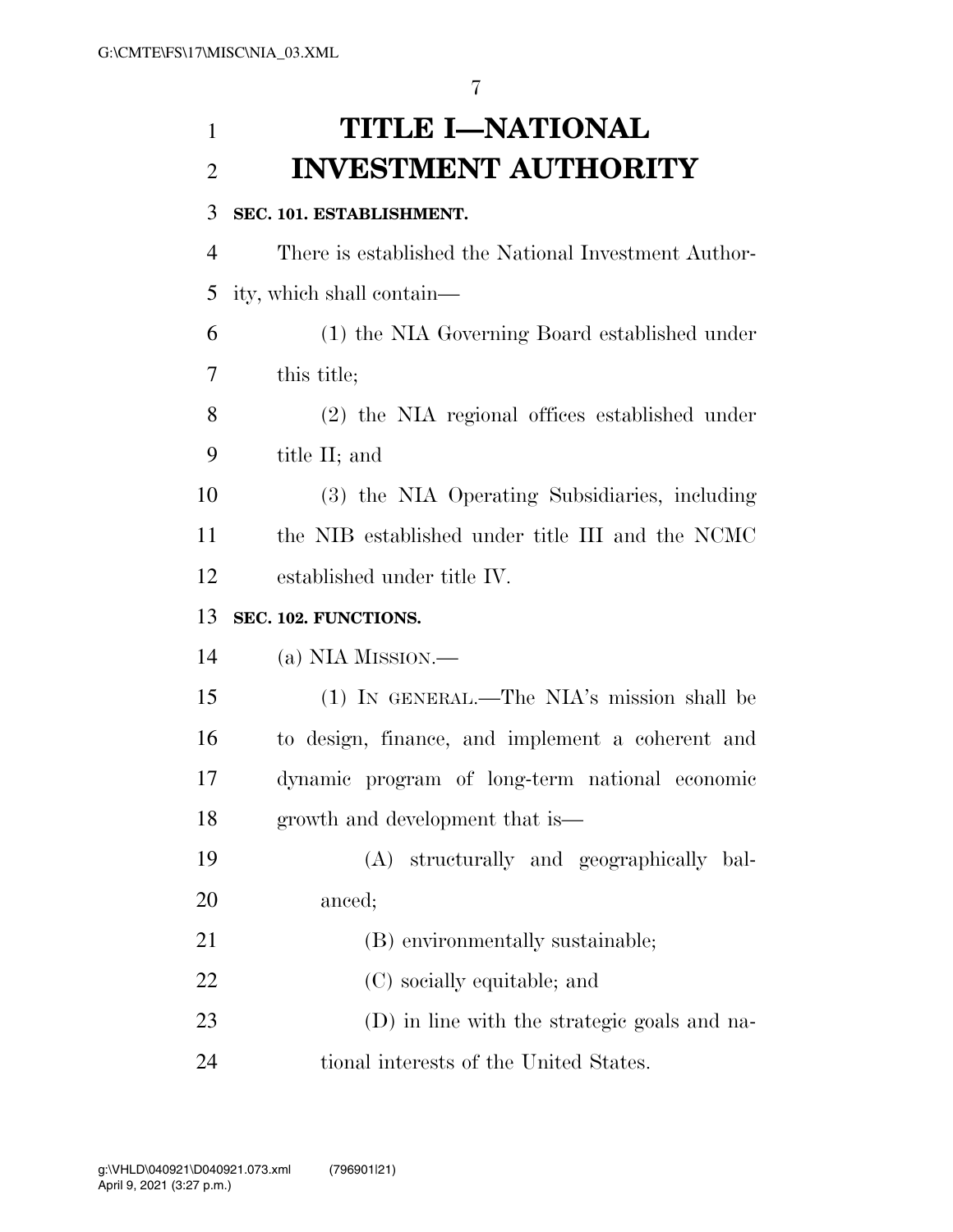# TITLE I—NATIONAL INVESTMENT AUTHORITY

### SEC. 101. ESTABLISHMENT.

There is established the National Investment Authority, which shall contain—

(1) the NIA Governing Board established under this title;

(2) the NIA regional offices established under title II; and

(3) the NIA Operating Subsidiaries, including the NIB established under title III and the NCMC established under title IV.

### SEC. 102. FUNCTIONS.

(a) NIA MISSION.—

(1) IN GENERAL.—The NIA's mission shall be to design, finance, and implement a coherent and dynamic program of long-term national economic growth and development that is—

(A) structurally and geographically balanced;

(B) environmentally sustainable;

(C) socially equitable; and

(D) in line with the strategic goals and national interests of the United States.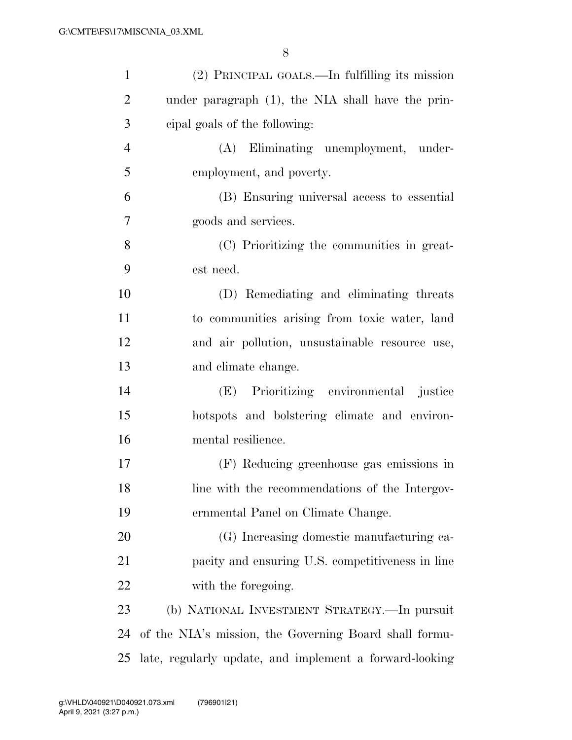(2) PRINCIPAL GOALS.—In fulfilling its mission under paragraph (1), the NIA shall have the principal goals of the following:

(A) Eliminating unemployment, underemployment, and poverty.

(B) Ensuring universal access to essential goods and services.

(C) Prioritizing the communities in greatest need.

(D) Remediating and eliminating threats to communities arising from toxic water, land and air pollution, unsustainable resource use, and climate change.

(E) Prioritizing environmental justice hotspots and bolstering climate and environmental resilience.

(F) Reducing greenhouse gas emissions in line with the recommendations of the Intergovernmental Panel on Climate Change.

(G) Increasing domestic manufacturing capacity and ensuring U.S. competitiveness in line with the foregoing.

(b) NATIONAL INVESTMENT STRATEGY.—In pursuit of the NIA's mission, the Governing Board shall formulate, regularly update, and implement a forward-looking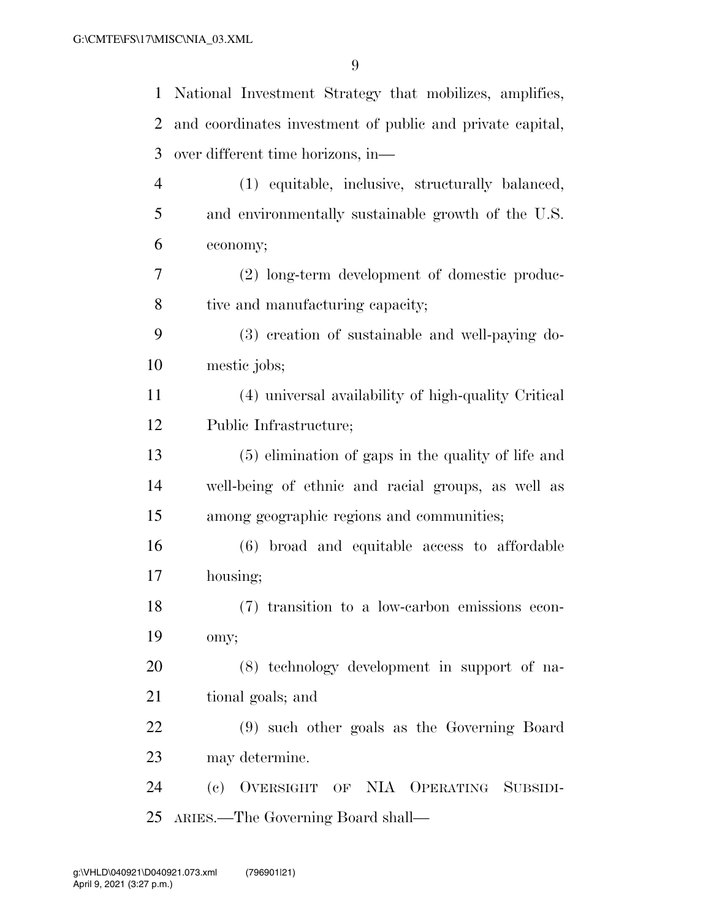National Investment Strategy that mobilizes, amplifies, and coordinates investment of public and private capital, over different time horizons, in—

(1) equitable, inclusive, structurally balanced, and environmentally sustainable growth of the U.S. economy;

(2) long-term development of domestic productive and manufacturing capacity;

(3) creation of sustainable and well-paying domestic jobs;

(4) universal availability of high-quality Critical Public Infrastructure;

(5) elimination of gaps in the quality of life and well-being of ethnic and racial groups, as well as among geographic regions and communities;

(6) broad and equitable access to affordable housing;

(7) transition to a low-carbon emissions economy;

(8) technology development in support of national goals; and

(9) such other goals as the Governing Board may determine.

(c) OVERSIGHT OF NIA OPERATING SUBSIDIARIES.—The Governing Board shall—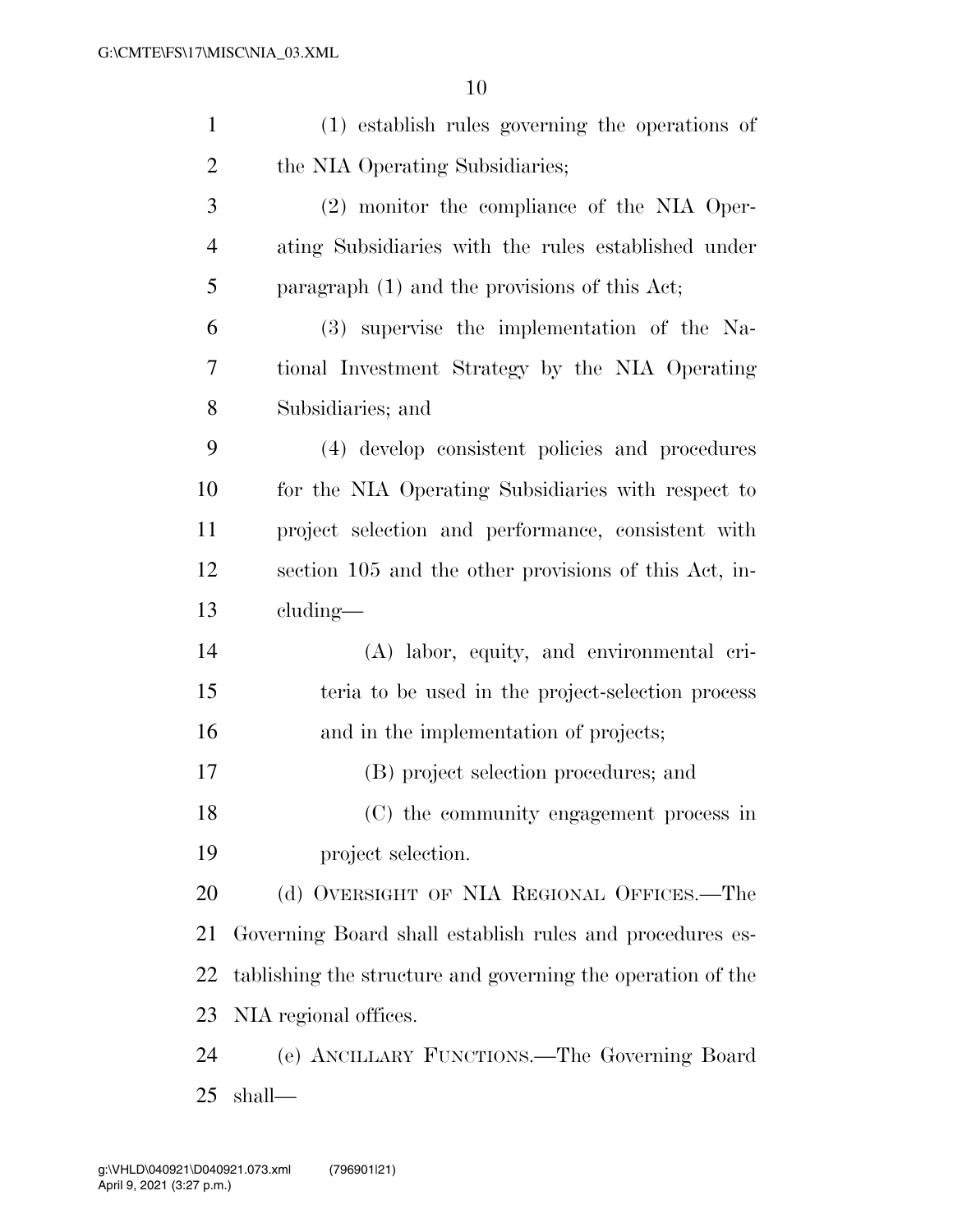(1) establish rules governing the operations of the NIA Operating Subsidiaries;

(2) monitor the compliance of the NIA Operating Subsidiaries with the rules established under paragraph (1) and the provisions of this Act;

(3) supervise the implementation of the National Investment Strategy by the NIA Operating Subsidiaries; and

(4) develop consistent policies and procedures for the NIA Operating Subsidiaries with respect to project selection and performance, consistent with section 105 and the other provisions of this Act, including—

(A) labor, equity, and environmental criteria to be used in the project-selection process and in the implementation of projects;

(B) project selection procedures; and

(C) the community engagement process in project selection.

(d) OVERSIGHT OF NIA REGIONAL OFFICES.—The Governing Board shall establish rules and procedures establishing the structure and governing the operation of the NIA regional offices.

(e) ANCILLARY FUNCTIONS.—The Governing Board shall—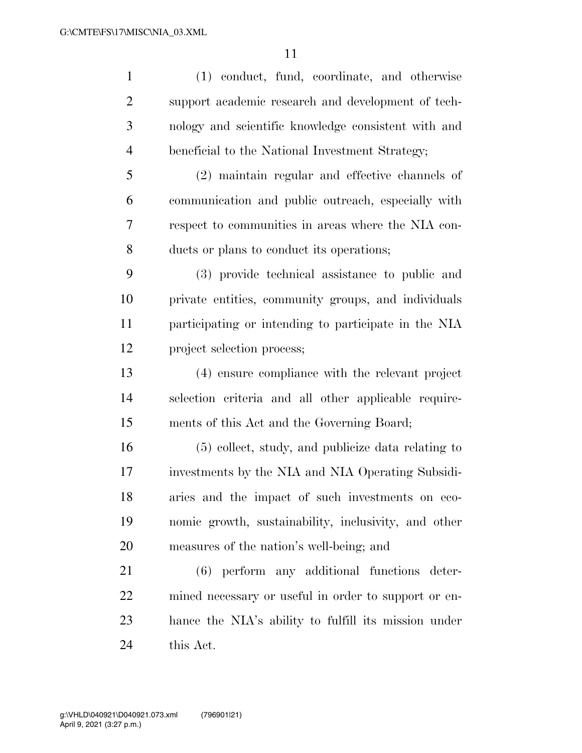(1) conduct, fund, coordinate, and otherwise support academic research and development of technology and scientific knowledge consistent with and beneficial to the National Investment Strategy;

(2) maintain regular and effective channels of communication and public outreach, especially with respect to communities in areas where the NIA conducts or plans to conduct its operations;

(3) provide technical assistance to public and private entities, community groups, and individuals participating or intending to participate in the NIA project selection process;

(4) ensure compliance with the relevant project selection criteria and all other applicable requirements of this Act and the Governing Board;

(5) collect, study, and publicize data relating to investments by the NIA and NIA Operating Subsidiaries and the impact of such investments on economic growth, sustainability, inclusivity, and other measures of the nation's well-being; and

(6) perform any additional functions determined necessary or useful in order to support or enhance the NIA's ability to fulfill its mission under this Act.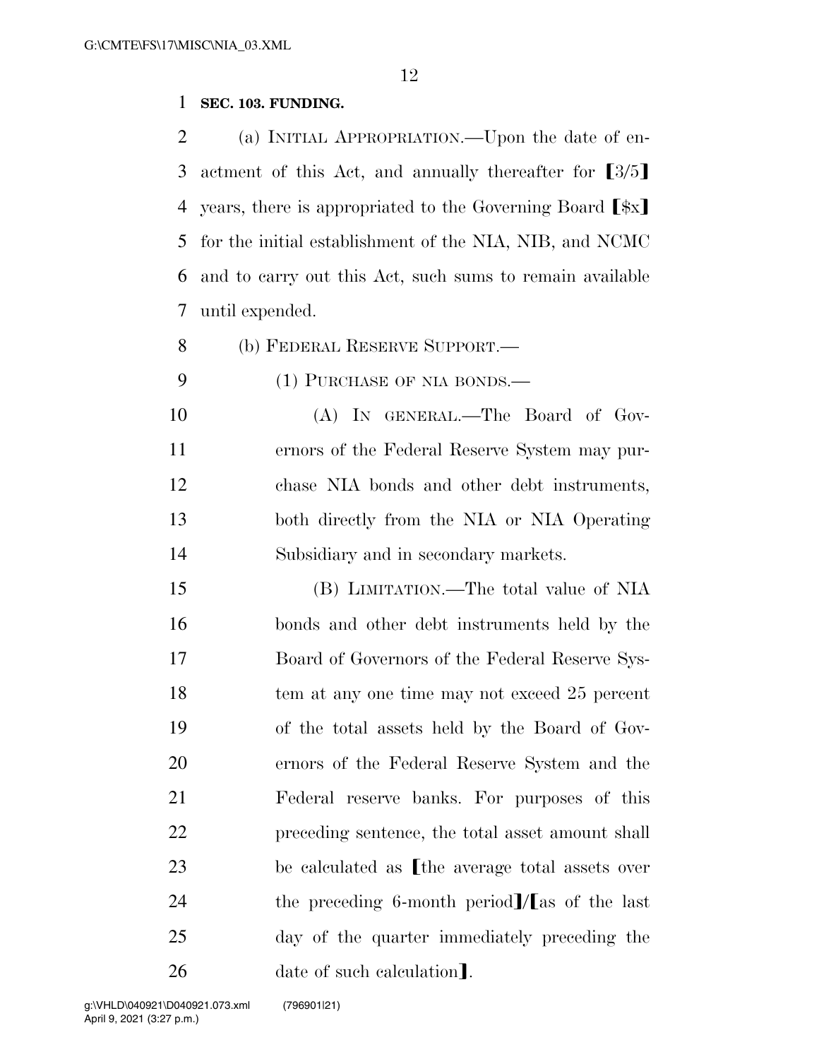**SEC. 103. FUNDING.**

(a) INITIAL APPROPRIATION.—Upon the date of enactment of this Act, and annually thereafter for ⟦3/5⟧ years, there is appropriated to the Governing Board ⟦$x⟧ for the initial establishment of the NIA, NIB, and NCMC and to carry out this Act, such sums to remain available until expended.

(b) FEDERAL RESERVE SUPPORT.—

(1) PURCHASE OF NIA BONDS.—

(A) IN GENERAL.—The Board of Governors of the Federal Reserve System may purchase NIA bonds and other debt instruments, both directly from the NIA or NIA Operating Subsidiary and in secondary markets.

(B) LIMITATION.—The total value of NIA bonds and other debt instruments held by the Board of Governors of the Federal Reserve System at any one time may not exceed 25 percent of the total assets held by the Board of Governors of the Federal Reserve System and the Federal reserve banks. For purposes of this preceding sentence, the total asset amount shall be calculated as ⟦the average total assets over the preceding 6-month period⟧/⟦as of the last day of the quarter immediately preceding the date of such calculation⟧.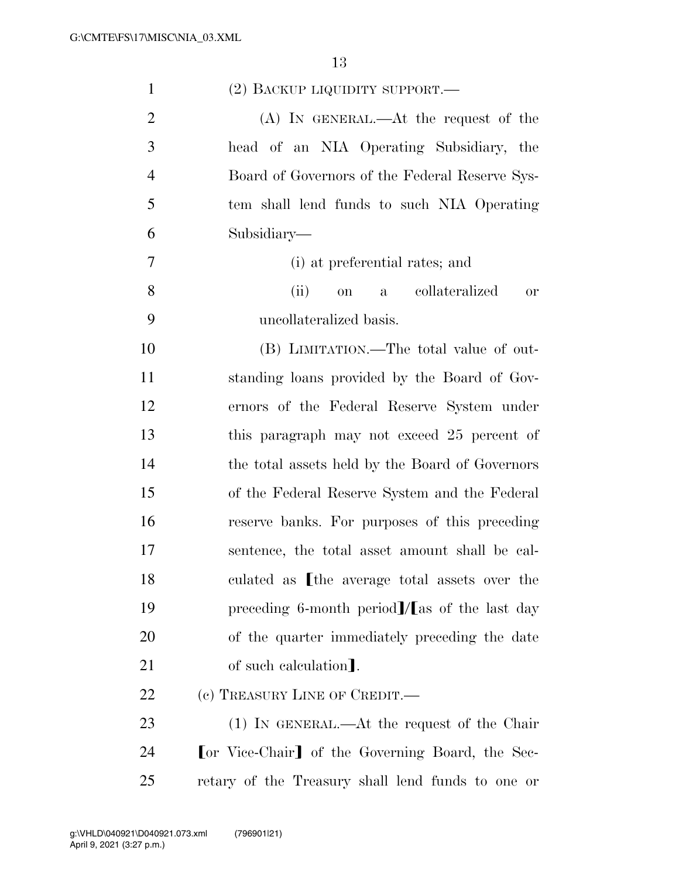(2) BACKUP LIQUIDITY SUPPORT.—

(A) IN GENERAL.—At the request of the head of an NIA Operating Subsidiary, the Board of Governors of the Federal Reserve System shall lend funds to such NIA Operating Subsidiary—

(i) at preferential rates; and

(ii) on a collateralized or uncollateralized basis.

(B) LIMITATION.—The total value of outstanding loans provided by the Board of Governors of the Federal Reserve System under this paragraph may not exceed 25 percent of the total assets held by the Board of Governors of the Federal Reserve System and the Federal reserve banks. For purposes of this preceding sentence, the total asset amount shall be calculated as ⟦the average total assets over the preceding 6-month period⟧/⟦as of the last day of the quarter immediately preceding the date of such calculation⟧.

(c) TREASURY LINE OF CREDIT.—

(1) IN GENERAL.—At the request of the Chair ⟦or Vice-Chair⟧ of the Governing Board, the Secretary of the Treasury shall lend funds to one or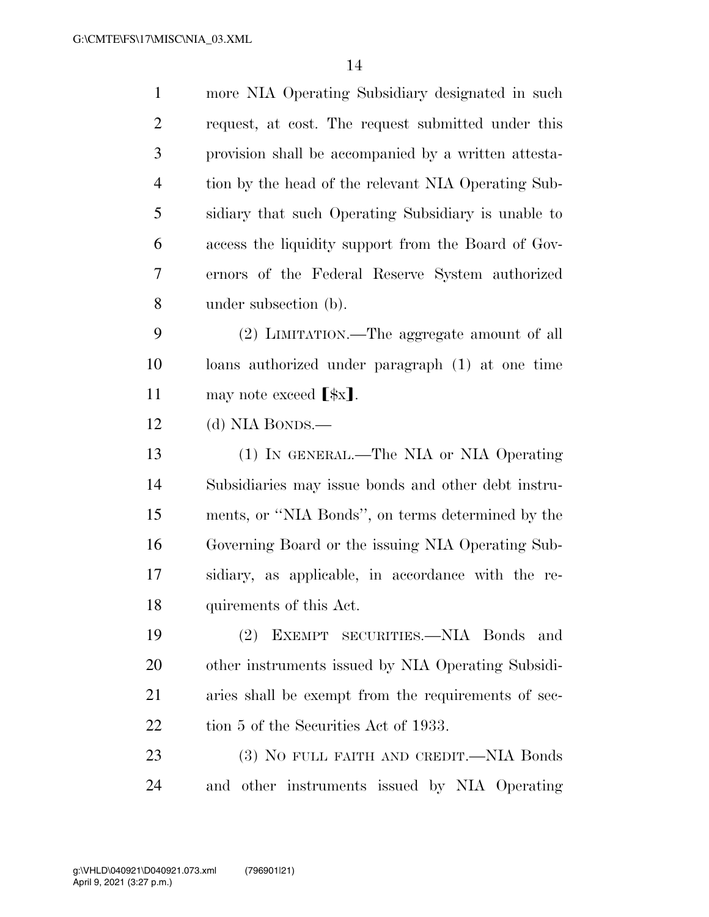more NIA Operating Subsidiary designated in such request, at cost. The request submitted under this provision shall be accompanied by a written attestation by the head of the relevant NIA Operating Subsidiary that such Operating Subsidiary is unable to access the liquidity support from the Board of Governors of the Federal Reserve System authorized under subsection (b).

(2) LIMITATION.—The aggregate amount of all loans authorized under paragraph (1) at one time may note exceed ❲$x❳.

(d) NIA BONDS.—

(1) IN GENERAL.—The NIA or NIA Operating Subsidiaries may issue bonds and other debt instruments, or ''NIA Bonds'', on terms determined by the Governing Board or the issuing NIA Operating Subsidiary, as applicable, in accordance with the requirements of this Act.

(2) EXEMPT SECURITIES.—NIA Bonds and other instruments issued by NIA Operating Subsidiaries shall be exempt from the requirements of section 5 of the Securities Act of 1933.

(3) NO FULL FAITH AND CREDIT.—NIA Bonds and other instruments issued by NIA Operating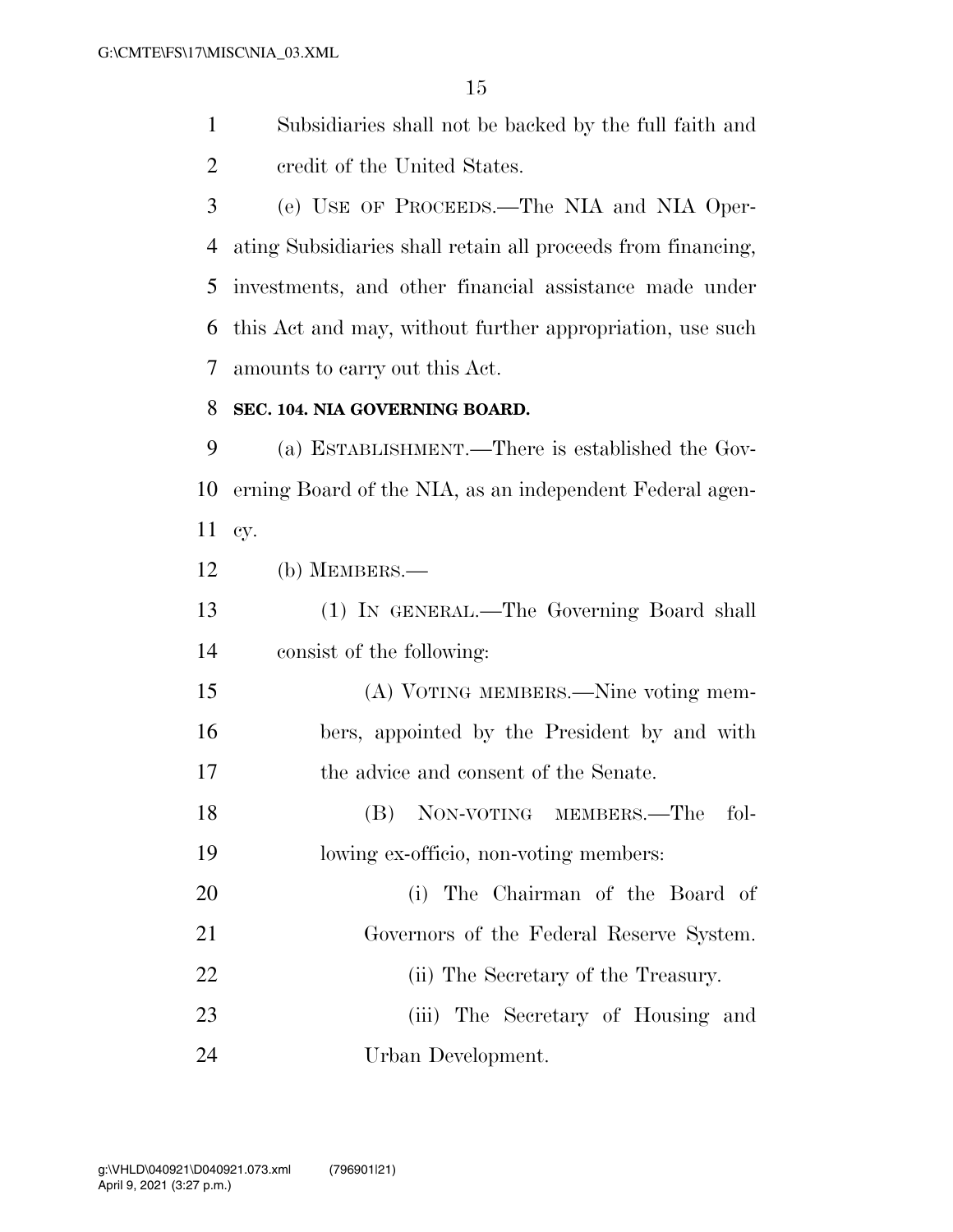Subsidiaries shall not be backed by the full faith and credit of the United States.

(e) USE OF PROCEEDS.—The NIA and NIA Operating Subsidiaries shall retain all proceeds from financing, investments, and other financial assistance made under this Act and may, without further appropriation, use such amounts to carry out this Act.

**SEC. 104. NIA GOVERNING BOARD.**

(a) ESTABLISHMENT.—There is established the Governing Board of the NIA, as an independent Federal agency.

(b) MEMBERS.—

(1) IN GENERAL.—The Governing Board shall consist of the following:

(A) VOTING MEMBERS.—Nine voting members, appointed by the President by and with the advice and consent of the Senate.

(B) NON-VOTING MEMBERS.—The following ex-officio, non-voting members:

(i) The Chairman of the Board of Governors of the Federal Reserve System.

(ii) The Secretary of the Treasury.

(iii) The Secretary of Housing and Urban Development.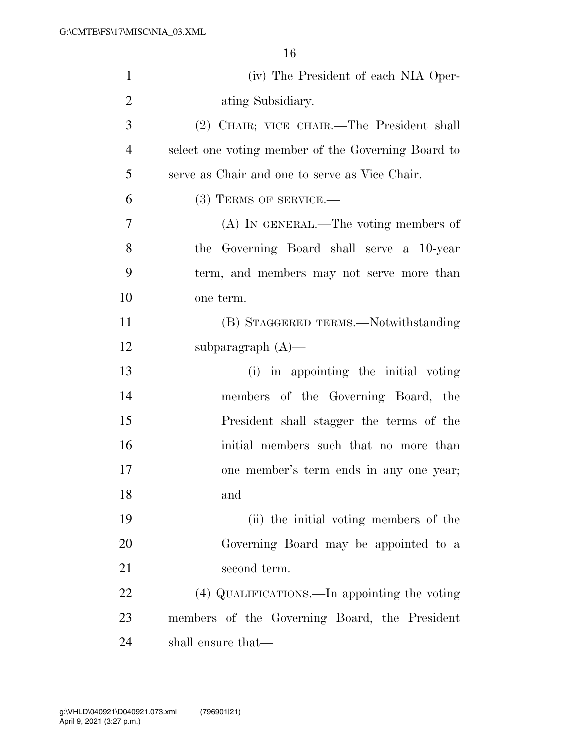(iv) The President of each NIA Operating Subsidiary.

(2) CHAIR; VICE CHAIR.—The President shall select one voting member of the Governing Board to serve as Chair and one to serve as Vice Chair.

(3) TERMS OF SERVICE.—

(A) IN GENERAL.—The voting members of the Governing Board shall serve a 10-year term, and members may not serve more than one term.

(B) STAGGERED TERMS.—Notwithstanding subparagraph (A)—

(i) in appointing the initial voting members of the Governing Board, the President shall stagger the terms of the initial members such that no more than one member's term ends in any one year; and

(ii) the initial voting members of the Governing Board may be appointed to a second term.

(4) QUALIFICATIONS.—In appointing the voting members of the Governing Board, the President shall ensure that—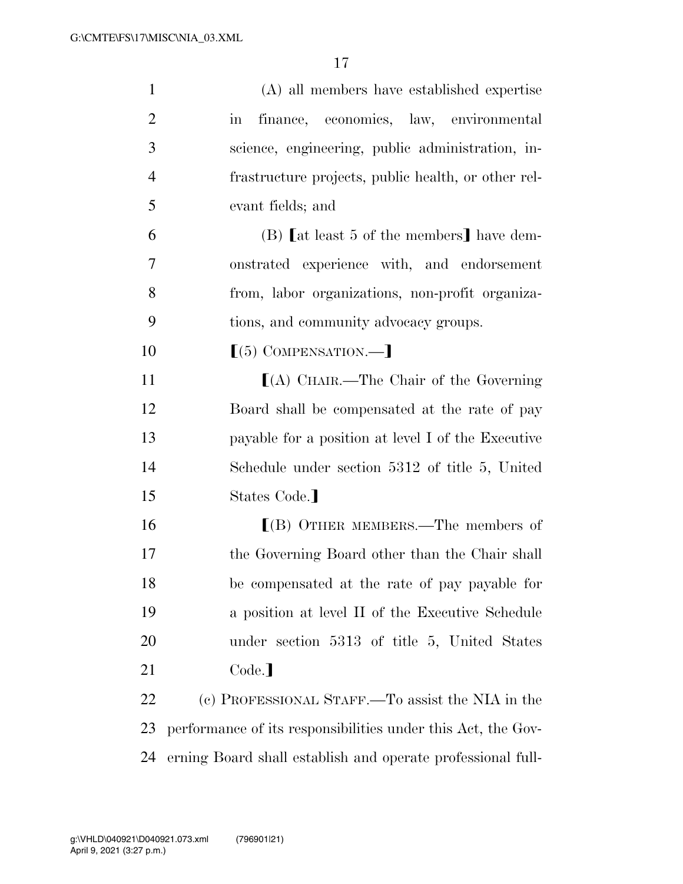(A) all members have established expertise in finance, economics, law, environmental science, engineering, public administration, infrastructure projects, public health, or other relevant fields; and

(B) ⟦at least 5 of the members⟧ have demonstrated experience with, and endorsement from, labor organizations, non-profit organizations, and community advocacy groups.

⟦(5) COMPENSATION.—⟧

⟦(A) CHAIR.—The Chair of the Governing Board shall be compensated at the rate of pay payable for a position at level I of the Executive Schedule under section 5312 of title 5, United States Code.⟧

⟦(B) OTHER MEMBERS.—The members of the Governing Board other than the Chair shall be compensated at the rate of pay payable for a position at level II of the Executive Schedule under section 5313 of title 5, United States Code.⟧

(c) PROFESSIONAL STAFF.—To assist the NIA in the performance of its responsibilities under this Act, the Governing Board shall establish and operate professional full-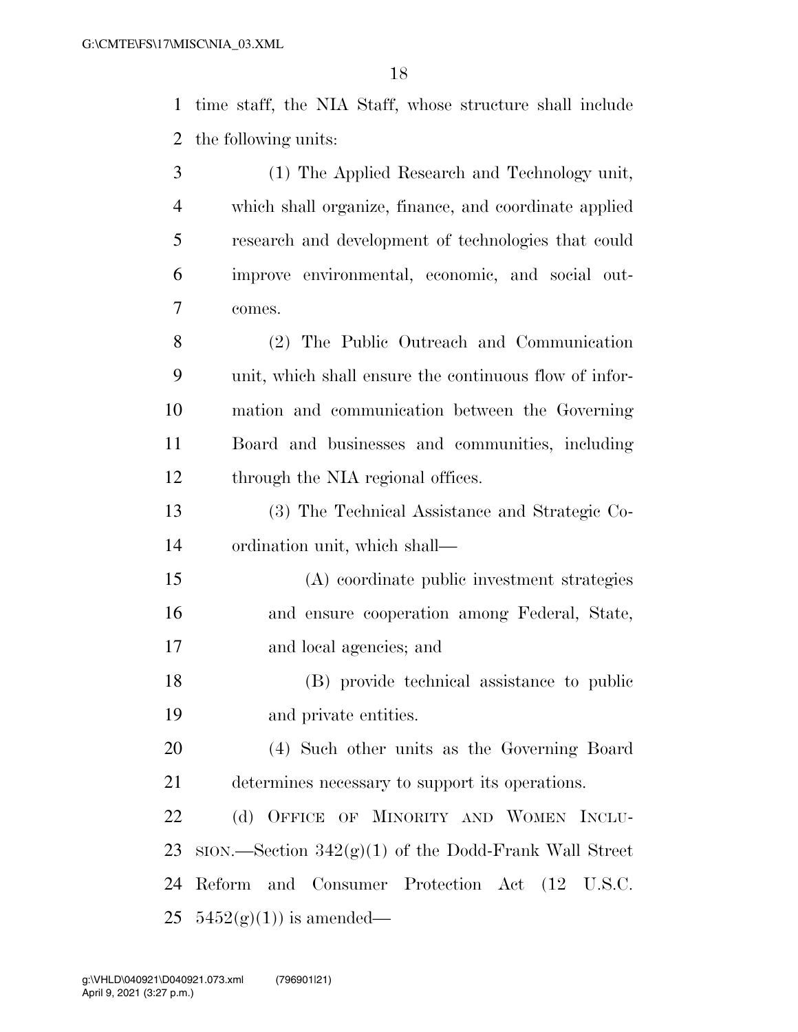time staff, the NIA Staff, whose structure shall include the following units:

(1) The Applied Research and Technology unit, which shall organize, finance, and coordinate applied research and development of technologies that could improve environmental, economic, and social outcomes.

(2) The Public Outreach and Communication unit, which shall ensure the continuous flow of information and communication between the Governing Board and businesses and communities, including through the NIA regional offices.

(3) The Technical Assistance and Strategic Coordination unit, which shall—

(A) coordinate public investment strategies and ensure cooperation among Federal, State, and local agencies; and

(B) provide technical assistance to public and private entities.

(4) Such other units as the Governing Board determines necessary to support its operations.

(d) OFFICE OF MINORITY AND WOMEN INCLUSION.—Section 342(g)(1) of the Dodd-Frank Wall Street Reform and Consumer Protection Act (12 U.S.C. 5452(g)(1)) is amended—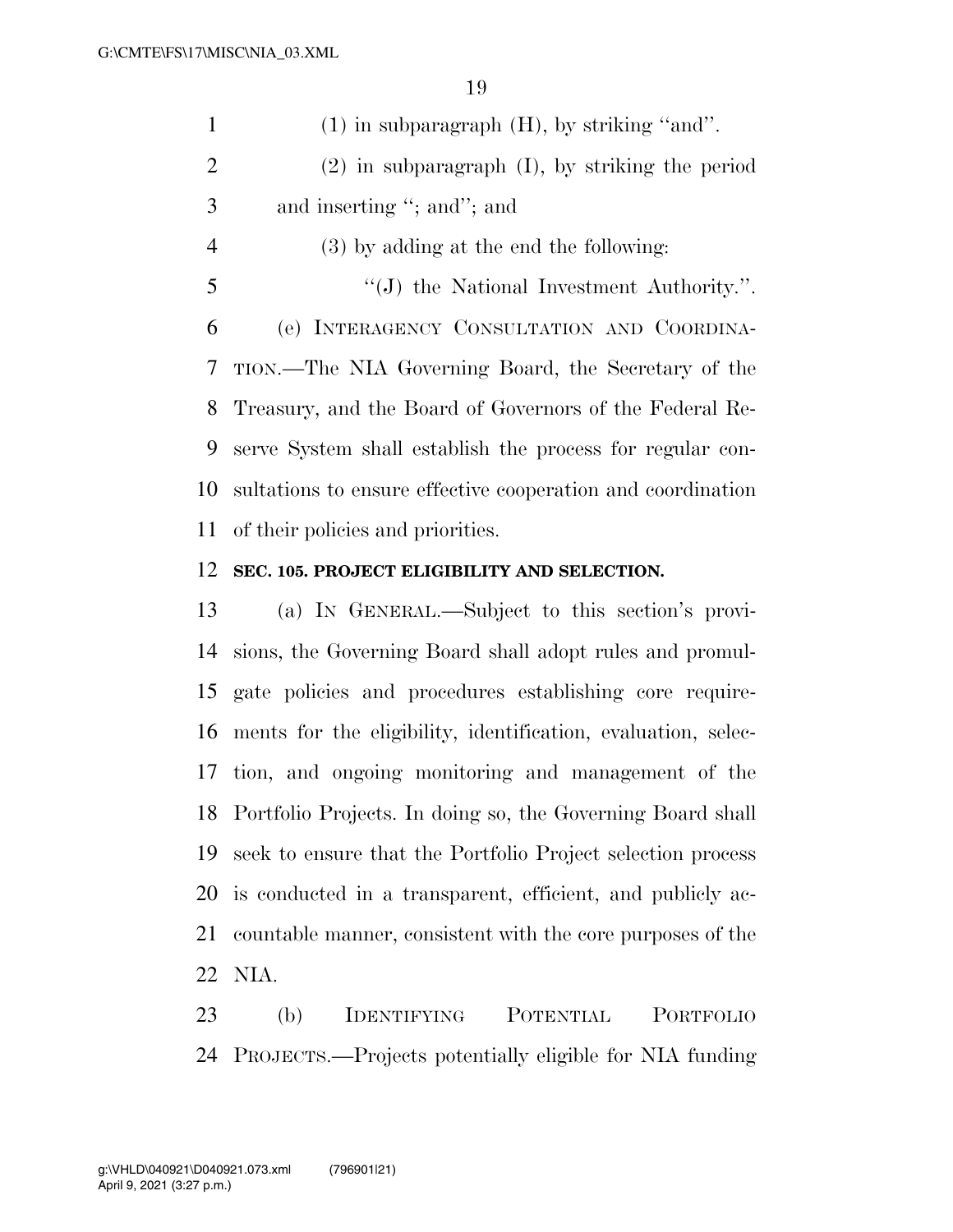(1) in subparagraph (H), by striking "and".

(2) in subparagraph (I), by striking the period and inserting "; and"; and

(3) by adding at the end the following:

"(J) the National Investment Authority.".

(e) INTERAGENCY CONSULTATION AND COORDINATION.—The NIA Governing Board, the Secretary of the Treasury, and the Board of Governors of the Federal Reserve System shall establish the process for regular consultations to ensure effective cooperation and coordination of their policies and priorities.

**SEC. 105. PROJECT ELIGIBILITY AND SELECTION.**

(a) IN GENERAL.—Subject to this section's provisions, the Governing Board shall adopt rules and promulgate policies and procedures establishing core requirements for the eligibility, identification, evaluation, selection, and ongoing monitoring and management of the Portfolio Projects. In doing so, the Governing Board shall seek to ensure that the Portfolio Project selection process is conducted in a transparent, efficient, and publicly accountable manner, consistent with the core purposes of the NIA.

(b) IDENTIFYING POTENTIAL PORTFOLIO PROJECTS.—Projects potentially eligible for NIA funding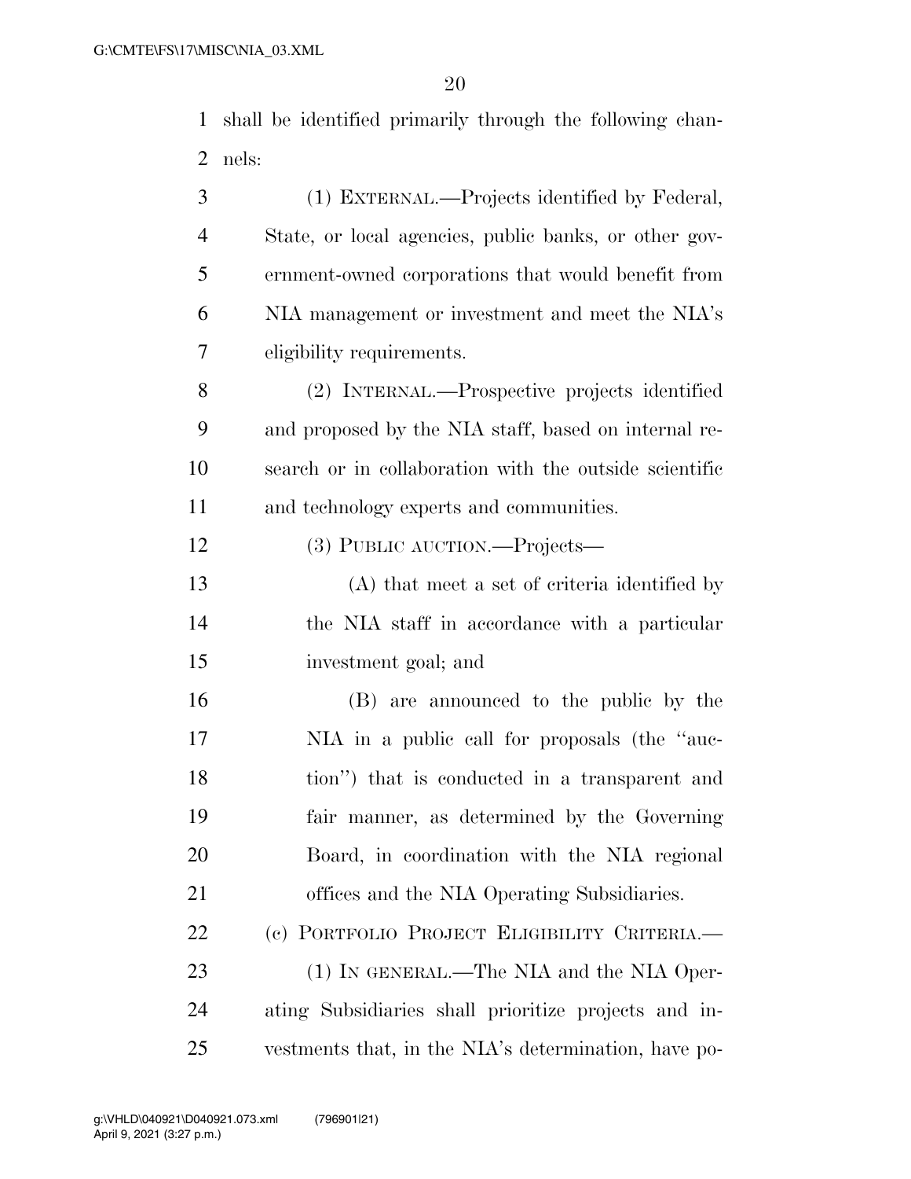shall be identified primarily through the following channels:

(1) EXTERNAL.—Projects identified by Federal, State, or local agencies, public banks, or other government-owned corporations that would benefit from NIA management or investment and meet the NIA's eligibility requirements.

(2) INTERNAL.—Prospective projects identified and proposed by the NIA staff, based on internal research or in collaboration with the outside scientific and technology experts and communities.

(3) PUBLIC AUCTION.—Projects—

(A) that meet a set of criteria identified by the NIA staff in accordance with a particular investment goal; and

(B) are announced to the public by the NIA in a public call for proposals (the ''auction'') that is conducted in a transparent and fair manner, as determined by the Governing Board, in coordination with the NIA regional offices and the NIA Operating Subsidiaries.

(c) PORTFOLIO PROJECT ELIGIBILITY CRITERIA.—

(1) IN GENERAL.—The NIA and the NIA Operating Subsidiaries shall prioritize projects and investments that, in the NIA's determination, have po-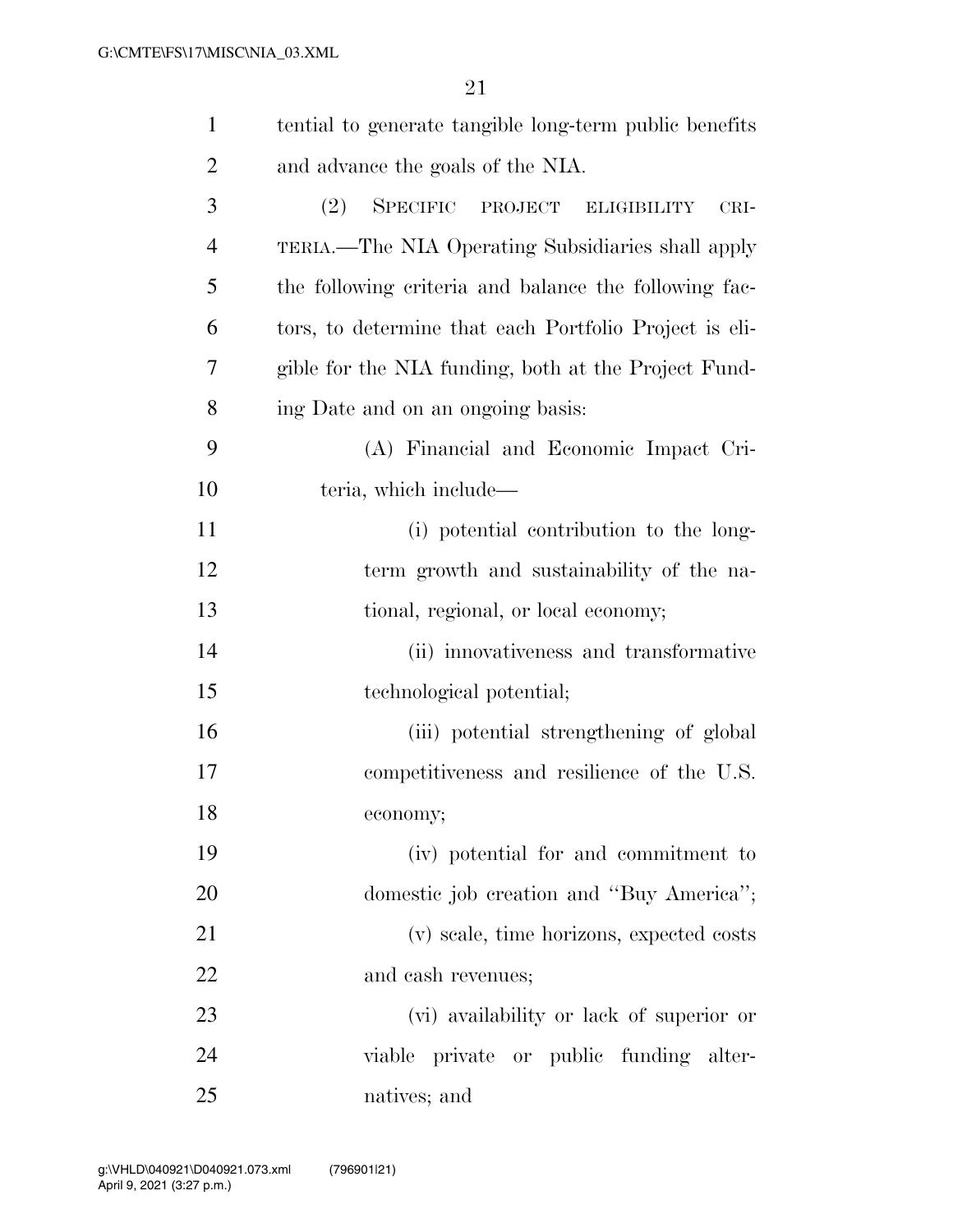tential to generate tangible long-term public benefits and advance the goals of the NIA.

(2) SPECIFIC PROJECT ELIGIBILITY CRITERIA.—The NIA Operating Subsidiaries shall apply the following criteria and balance the following factors, to determine that each Portfolio Project is eligible for the NIA funding, both at the Project Funding Date and on an ongoing basis:

(A) Financial and Economic Impact Criteria, which include—

(i) potential contribution to the long-term growth and sustainability of the national, regional, or local economy;

(ii) innovativeness and transformative technological potential;

(iii) potential strengthening of global competitiveness and resilience of the U.S. economy;

(iv) potential for and commitment to domestic job creation and "Buy America";

(v) scale, time horizons, expected costs and cash revenues;

(vi) availability or lack of superior or viable private or public funding alternatives; and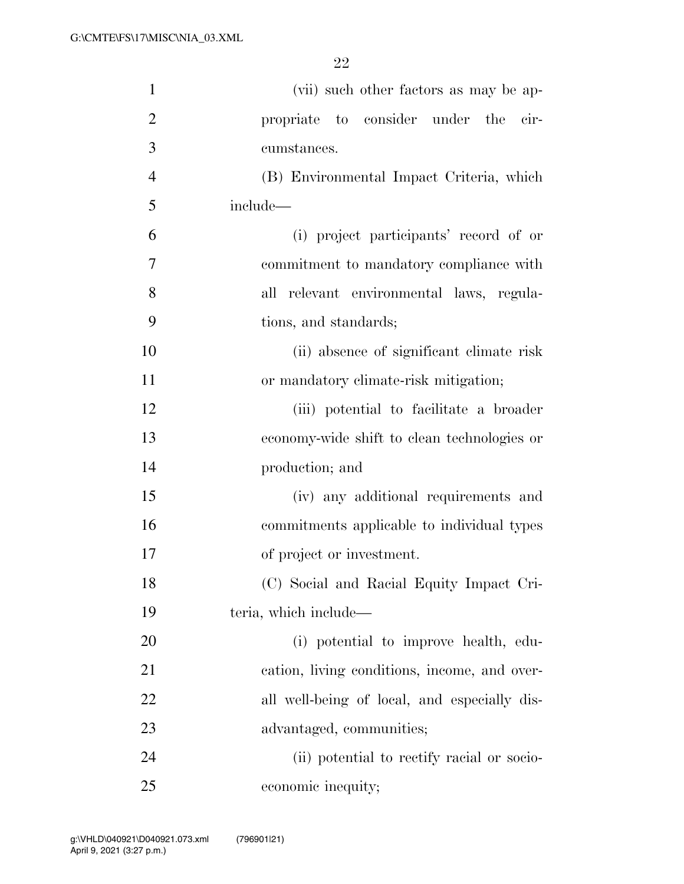(vii) such other factors as may be appropriate to consider under the circumstances.

(B) Environmental Impact Criteria, which include—

(i) project participants' record of or commitment to mandatory compliance with all relevant environmental laws, regulations, and standards;

(ii) absence of significant climate risk or mandatory climate-risk mitigation;

(iii) potential to facilitate a broader economy-wide shift to clean technologies or production; and

(iv) any additional requirements and commitments applicable to individual types of project or investment.

(C) Social and Racial Equity Impact Criteria, which include—

(i) potential to improve health, education, living conditions, income, and overall well-being of local, and especially disadvantaged, communities;

(ii) potential to rectify racial or socioeconomic inequity;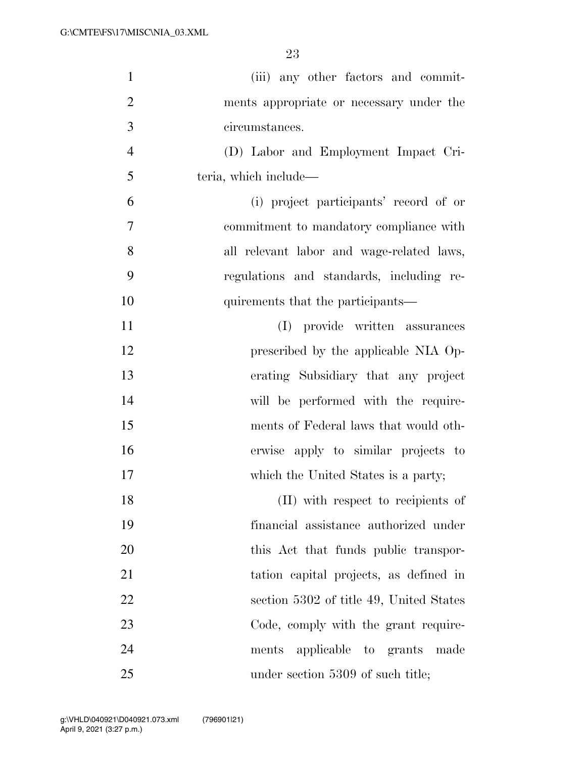(iii) any other factors and commitments appropriate or necessary under the circumstances.

(D) Labor and Employment Impact Criteria, which include—

(i) project participants' record of or commitment to mandatory compliance with all relevant labor and wage-related laws, regulations and standards, including requirements that the participants—

(I) provide written assurances prescribed by the applicable NIA Operating Subsidiary that any project will be performed with the requirements of Federal laws that would otherwise apply to similar projects to which the United States is a party;

(II) with respect to recipients of financial assistance authorized under this Act that funds public transportation capital projects, as defined in section 5302 of title 49, United States Code, comply with the grant requirements applicable to grants made under section 5309 of such title;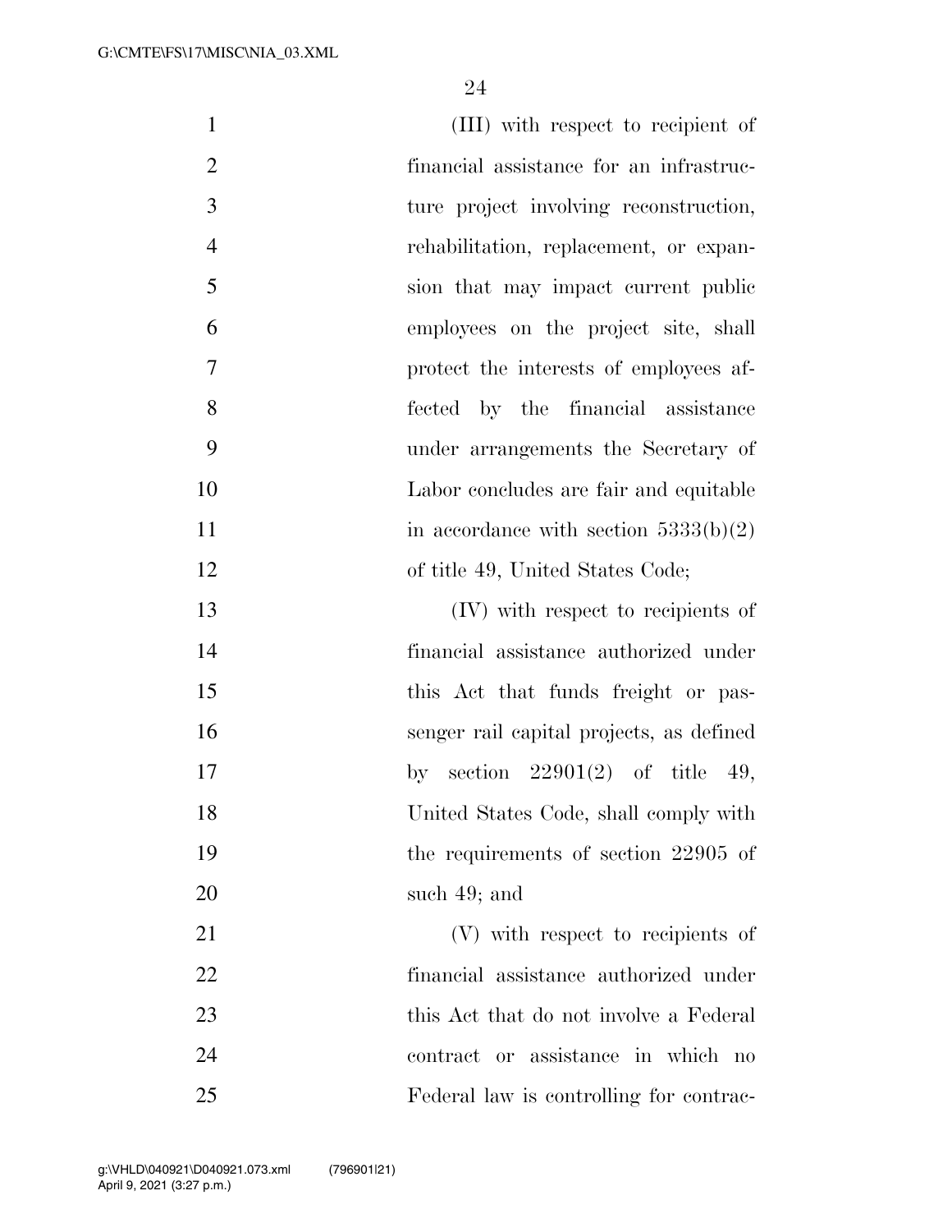(III) with respect to recipient of financial assistance for an infrastructure project involving reconstruction, rehabilitation, replacement, or expansion that may impact current public employees on the project site, shall protect the interests of employees affected by the financial assistance under arrangements the Secretary of Labor concludes are fair and equitable in accordance with section 5333(b)(2) of title 49, United States Code;

(IV) with respect to recipients of financial assistance authorized under this Act that funds freight or passenger rail capital projects, as defined by section 22901(2) of title 49, United States Code, shall comply with the requirements of section 22905 of such 49; and

(V) with respect to recipients of financial assistance authorized under this Act that do not involve a Federal contract or assistance in which no Federal law is controlling for contrac-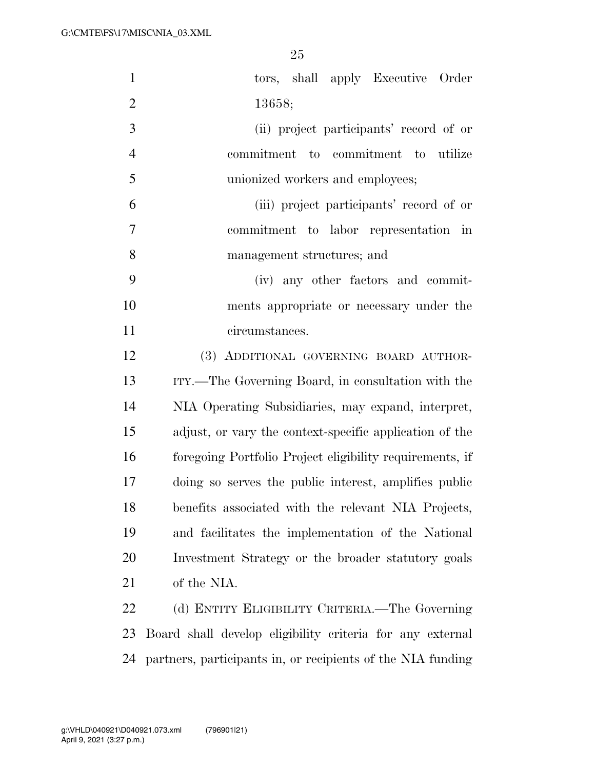tors, shall apply Executive Order 13658;

(ii) project participants' record of or commitment to commitment to utilize unionized workers and employees;

(iii) project participants' record of or commitment to labor representation in management structures; and

(iv) any other factors and commitments appropriate or necessary under the circumstances.

(3) ADDITIONAL GOVERNING BOARD AUTHORITY.—The Governing Board, in consultation with the NIA Operating Subsidiaries, may expand, interpret, adjust, or vary the context-specific application of the foregoing Portfolio Project eligibility requirements, if doing so serves the public interest, amplifies public benefits associated with the relevant NIA Projects, and facilitates the implementation of the National Investment Strategy or the broader statutory goals of the NIA.

(d) ENTITY ELIGIBILITY CRITERIA.—The Governing Board shall develop eligibility criteria for any external partners, participants in, or recipients of the NIA funding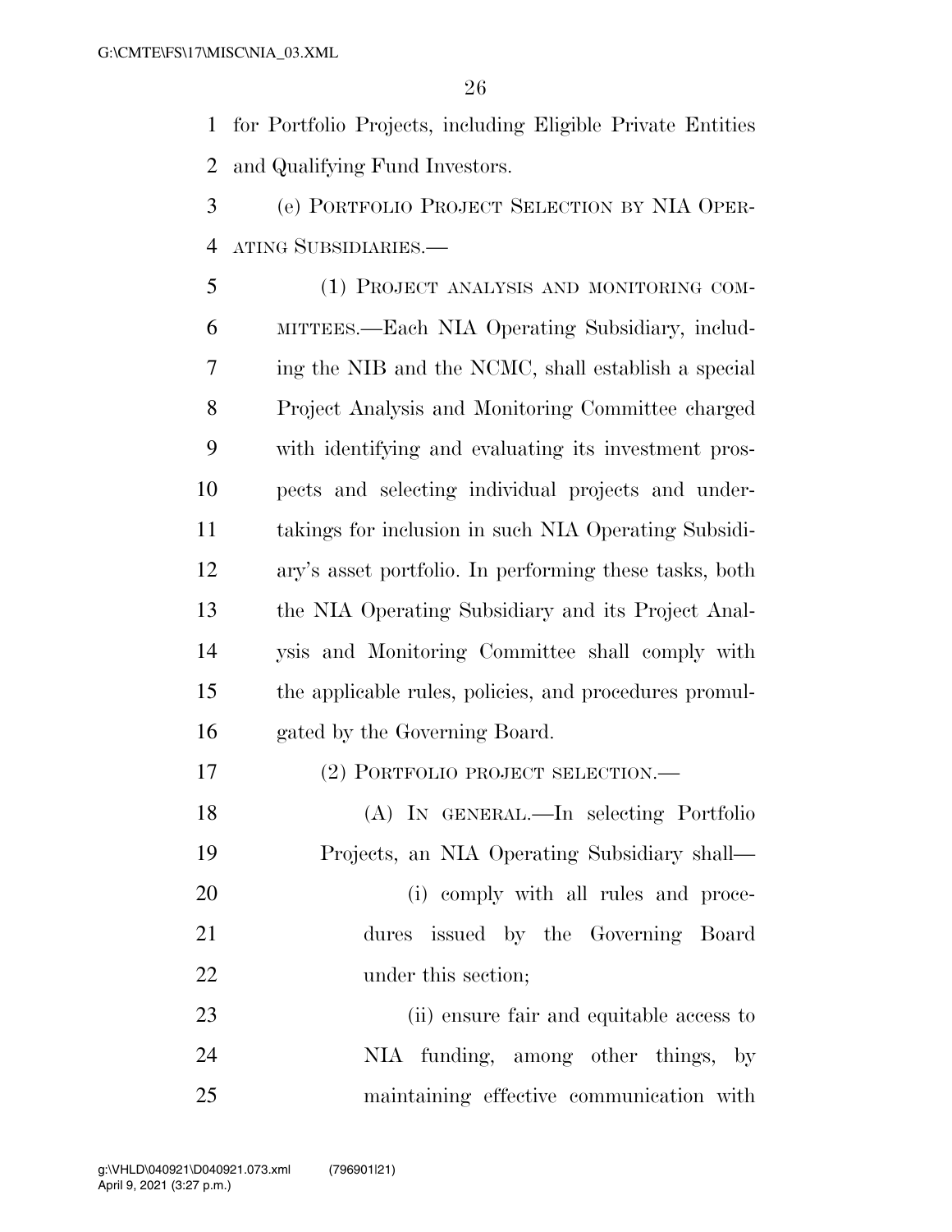for Portfolio Projects, including Eligible Private Entities and Qualifying Fund Investors.

(e) PORTFOLIO PROJECT SELECTION BY NIA OPERATING SUBSIDIARIES.—

(1) PROJECT ANALYSIS AND MONITORING COMMITTEES.—Each NIA Operating Subsidiary, including the NIB and the NCMC, shall establish a special Project Analysis and Monitoring Committee charged with identifying and evaluating its investment prospects and selecting individual projects and undertakings for inclusion in such NIA Operating Subsidiary's asset portfolio. In performing these tasks, both the NIA Operating Subsidiary and its Project Analysis and Monitoring Committee shall comply with the applicable rules, policies, and procedures promulgated by the Governing Board.

(2) PORTFOLIO PROJECT SELECTION.—

(A) IN GENERAL.—In selecting Portfolio Projects, an NIA Operating Subsidiary shall—

(i) comply with all rules and procedures issued by the Governing Board under this section;

(ii) ensure fair and equitable access to NIA funding, among other things, by maintaining effective communication with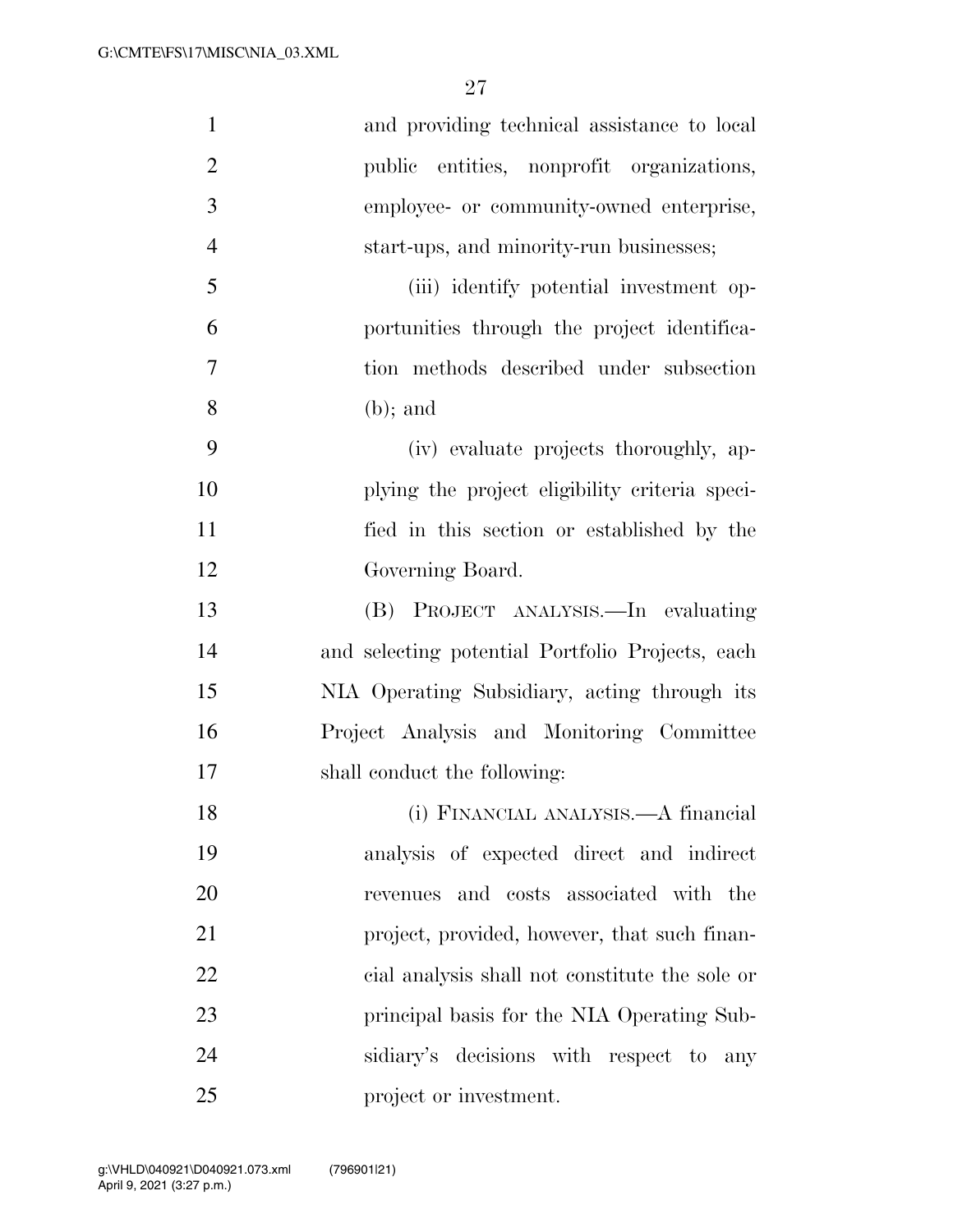and providing technical assistance to local public entities, nonprofit organizations, employee- or community-owned enterprise, start-ups, and minority-run businesses;

(iii) identify potential investment opportunities through the project identification methods described under subsection (b); and

(iv) evaluate projects thoroughly, applying the project eligibility criteria specified in this section or established by the Governing Board.

(B) PROJECT ANALYSIS.—In evaluating and selecting potential Portfolio Projects, each NIA Operating Subsidiary, acting through its Project Analysis and Monitoring Committee shall conduct the following:

(i) FINANCIAL ANALYSIS.—A financial analysis of expected direct and indirect revenues and costs associated with the project, provided, however, that such financial analysis shall not constitute the sole or principal basis for the NIA Operating Subsidiary's decisions with respect to any project or investment.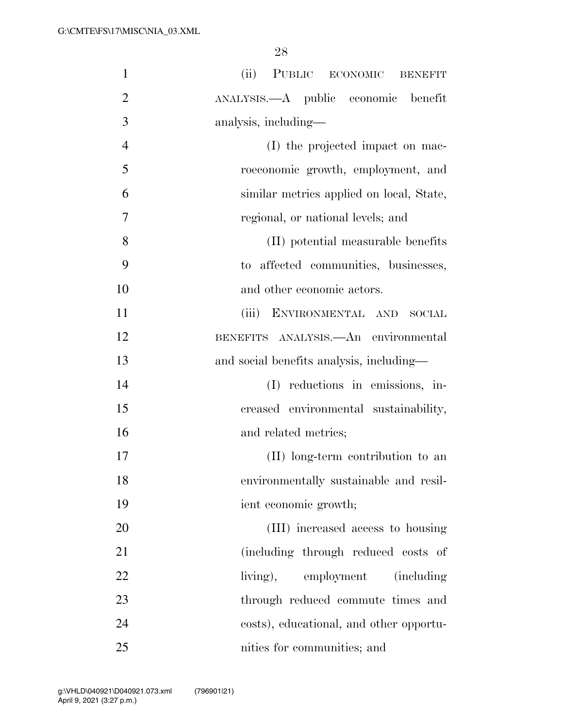(ii) PUBLIC ECONOMIC BENEFIT ANALYSIS.—A public economic benefit analysis, including—

(I) the projected impact on macroeconomic growth, employment, and similar metrics applied on local, State, regional, or national levels; and

(II) potential measurable benefits to affected communities, businesses, and other economic actors.

(iii) ENVIRONMENTAL AND SOCIAL BENEFITS ANALYSIS.—An environmental and social benefits analysis, including—

(I) reductions in emissions, increased environmental sustainability, and related metrics;

(II) long-term contribution to an environmentally sustainable and resilient economic growth;

(III) increased access to housing (including through reduced costs of living), employment (including through reduced commute times and costs), educational, and other opportunities for communities; and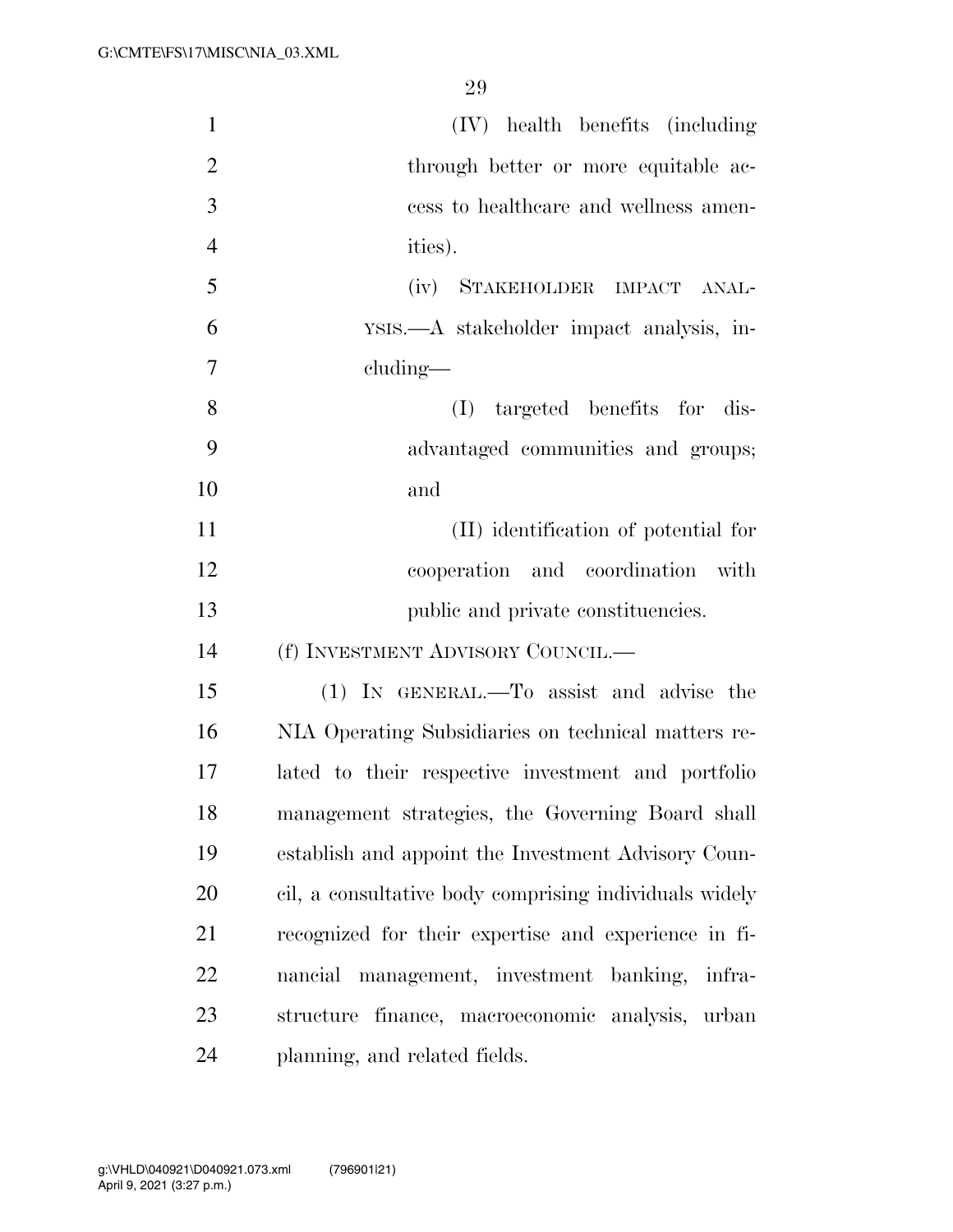(IV) health benefits (including through better or more equitable access to healthcare and wellness amenities).

(iv) STAKEHOLDER IMPACT ANALYSIS.—A stakeholder impact analysis, including—

(I) targeted benefits for disadvantaged communities and groups; and

(II) identification of potential for cooperation and coordination with public and private constituencies.

(f) INVESTMENT ADVISORY COUNCIL.—

(1) IN GENERAL.—To assist and advise the NIA Operating Subsidiaries on technical matters related to their respective investment and portfolio management strategies, the Governing Board shall establish and appoint the Investment Advisory Council, a consultative body comprising individuals widely recognized for their expertise and experience in financial management, investment banking, infrastructure finance, macroeconomic analysis, urban planning, and related fields.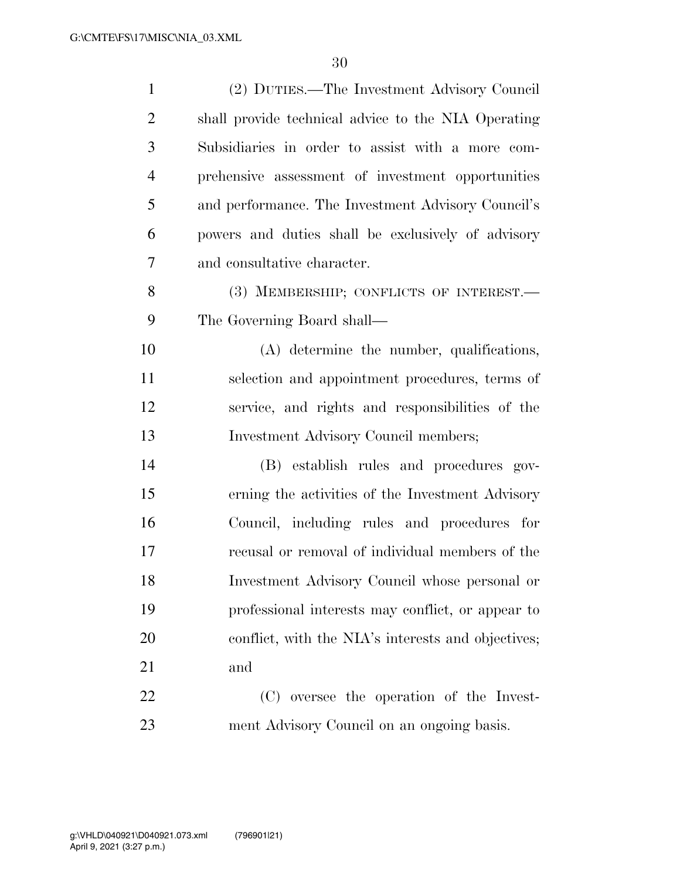(2) DUTIES.—The Investment Advisory Council shall provide technical advice to the NIA Operating Subsidiaries in order to assist with a more comprehensive assessment of investment opportunities and performance. The Investment Advisory Council's powers and duties shall be exclusively of advisory and consultative character.

(3) MEMBERSHIP; CONFLICTS OF INTEREST.—The Governing Board shall—

(A) determine the number, qualifications, selection and appointment procedures, terms of service, and rights and responsibilities of the Investment Advisory Council members;

(B) establish rules and procedures governing the activities of the Investment Advisory Council, including rules and procedures for recusal or removal of individual members of the Investment Advisory Council whose personal or professional interests may conflict, or appear to conflict, with the NIA's interests and objectives; and

(C) oversee the operation of the Investment Advisory Council on an ongoing basis.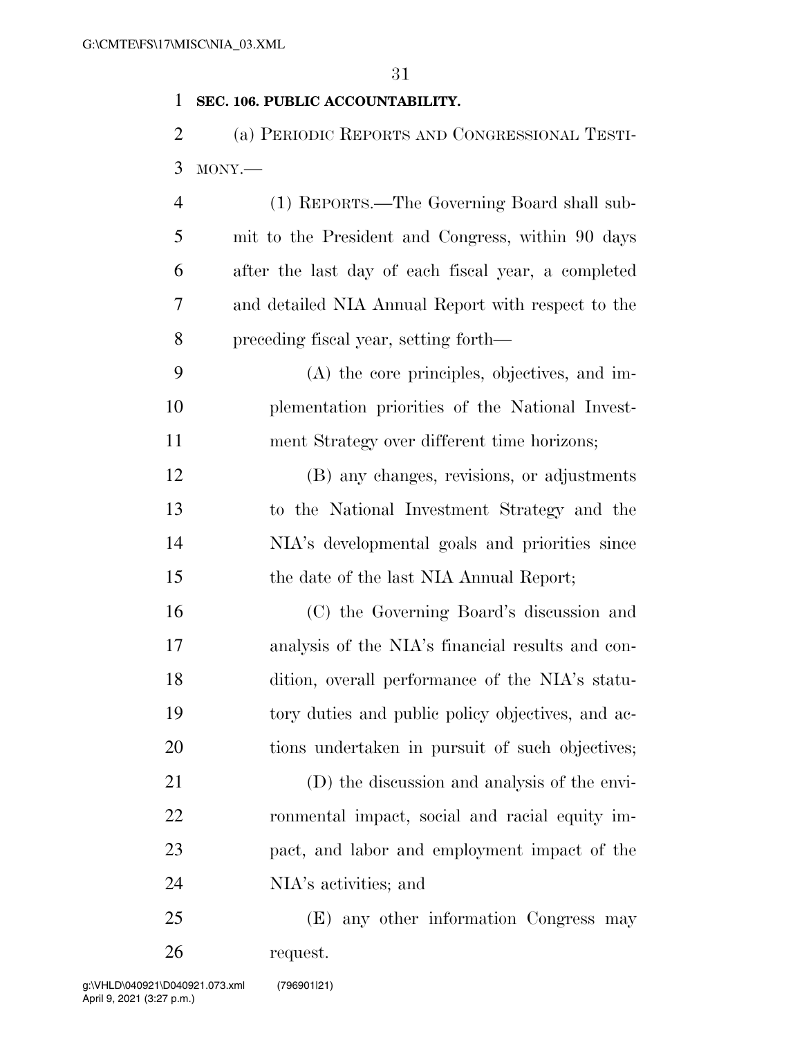**SEC. 106. PUBLIC ACCOUNTABILITY.**

(a) PERIODIC REPORTS AND CONGRESSIONAL TESTIMONY.—

(1) REPORTS.—The Governing Board shall submit to the President and Congress, within 90 days after the last day of each fiscal year, a completed and detailed NIA Annual Report with respect to the preceding fiscal year, setting forth—

(A) the core principles, objectives, and implementation priorities of the National Investment Strategy over different time horizons;

(B) any changes, revisions, or adjustments to the National Investment Strategy and the NIA's developmental goals and priorities since the date of the last NIA Annual Report;

(C) the Governing Board's discussion and analysis of the NIA's financial results and condition, overall performance of the NIA's statutory duties and public policy objectives, and actions undertaken in pursuit of such objectives;

(D) the discussion and analysis of the environmental impact, social and racial equity impact, and labor and employment impact of the NIA's activities; and

(E) any other information Congress may request.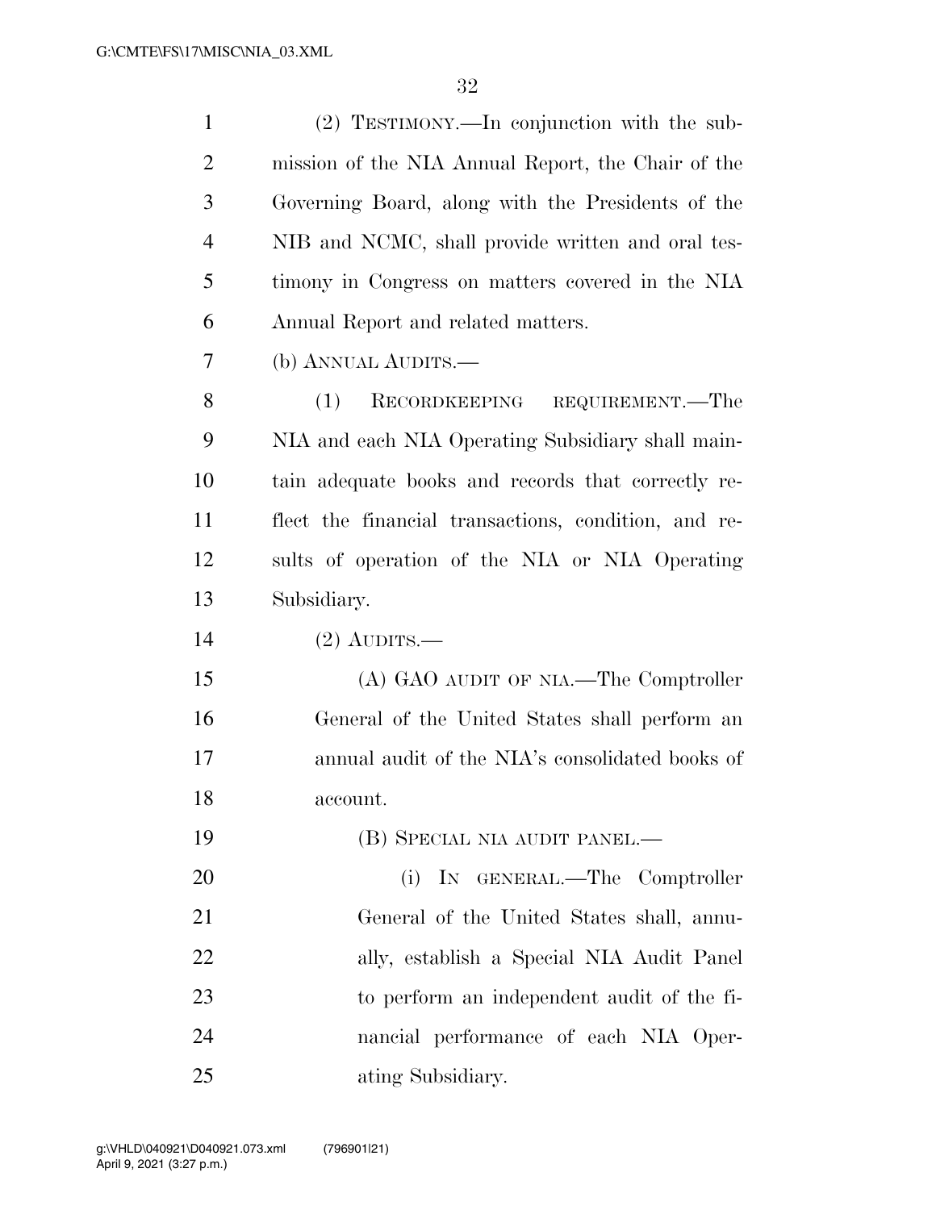(2) TESTIMONY.—In conjunction with the submission of the NIA Annual Report, the Chair of the Governing Board, along with the Presidents of the NIB and NCMC, shall provide written and oral testimony in Congress on matters covered in the NIA Annual Report and related matters.

(b) ANNUAL AUDITS.—

(1) RECORDKEEPING REQUIREMENT.—The NIA and each NIA Operating Subsidiary shall maintain adequate books and records that correctly reflect the financial transactions, condition, and results of operation of the NIA or NIA Operating Subsidiary.

(2) AUDITS.—

(A) GAO AUDIT OF NIA.—The Comptroller General of the United States shall perform an annual audit of the NIA's consolidated books of account.

(B) SPECIAL NIA AUDIT PANEL.—

(i) IN GENERAL.—The Comptroller General of the United States shall, annually, establish a Special NIA Audit Panel to perform an independent audit of the financial performance of each NIA Operating Subsidiary.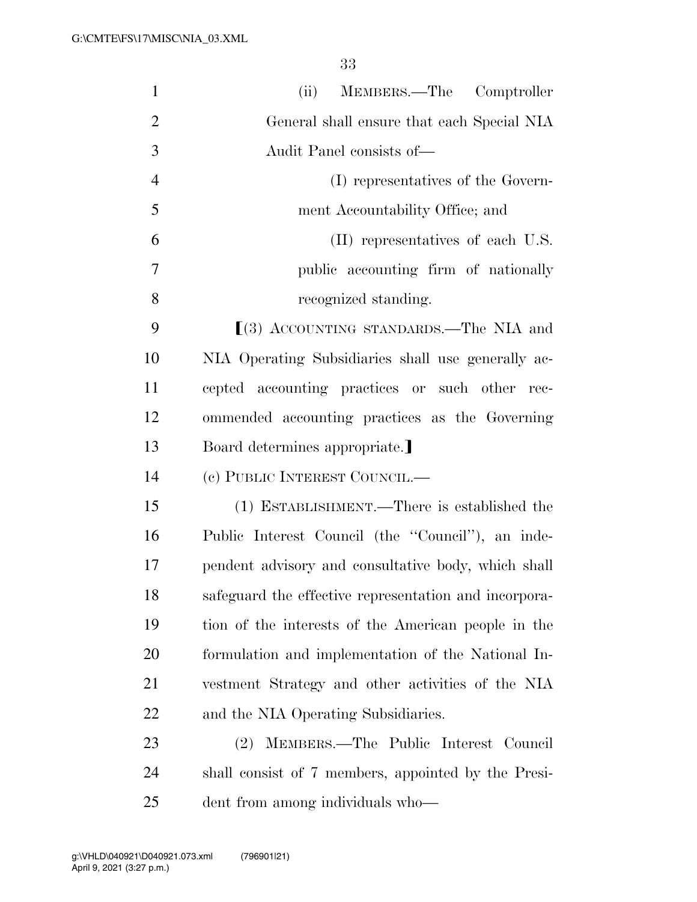(ii) MEMBERS.—The Comptroller General shall ensure that each Special NIA Audit Panel consists of—

(I) representatives of the Government Accountability Office; and

(II) representatives of each U.S. public accounting firm of nationally recognized standing.

⟦(3) ACCOUNTING STANDARDS.—The NIA and NIA Operating Subsidiaries shall use generally accepted accounting practices or such other recommended accounting practices as the Governing Board determines appropriate.⟧

(c) PUBLIC INTEREST COUNCIL.—

(1) ESTABLISHMENT.—There is established the Public Interest Council (the ''Council''), an independent advisory and consultative body, which shall safeguard the effective representation and incorporation of the interests of the American people in the formulation and implementation of the National Investment Strategy and other activities of the NIA and the NIA Operating Subsidiaries.

(2) MEMBERS.—The Public Interest Council shall consist of 7 members, appointed by the President from among individuals who—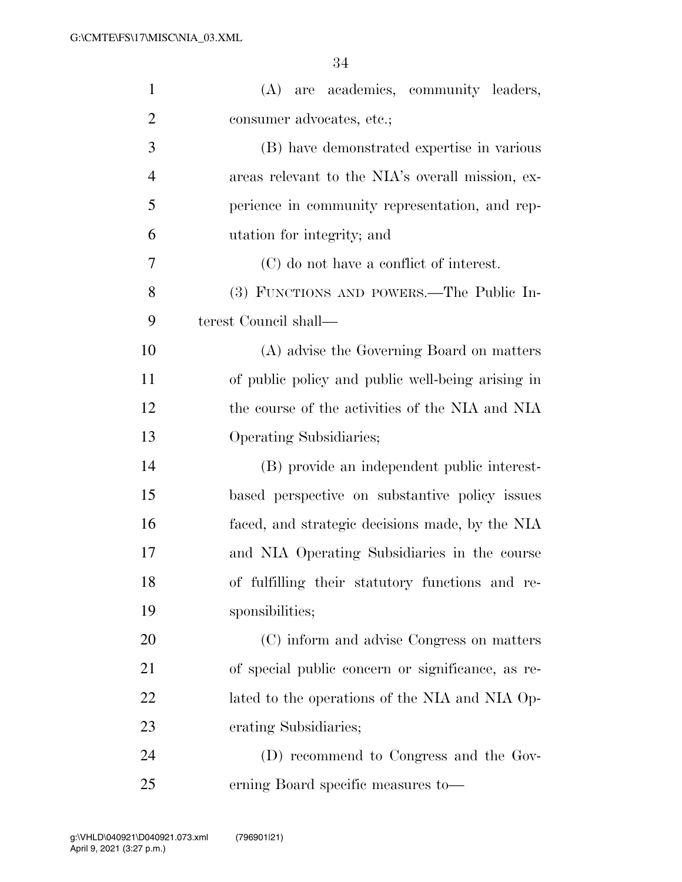(A) are academics, community leaders, consumer advocates, etc.;

(B) have demonstrated expertise in various areas relevant to the NIA's overall mission, experience in community representation, and reputation for integrity; and

(C) do not have a conflict of interest.

(3) FUNCTIONS AND POWERS.—The Public Interest Council shall—

(A) advise the Governing Board on matters of public policy and public well-being arising in the course of the activities of the NIA and NIA Operating Subsidiaries;

(B) provide an independent public interest-based perspective on substantive policy issues faced, and strategic decisions made, by the NIA and NIA Operating Subsidiaries in the course of fulfilling their statutory functions and responsibilities;

(C) inform and advise Congress on matters of special public concern or significance, as related to the operations of the NIA and NIA Operating Subsidiaries;

(D) recommend to Congress and the Governing Board specific measures to—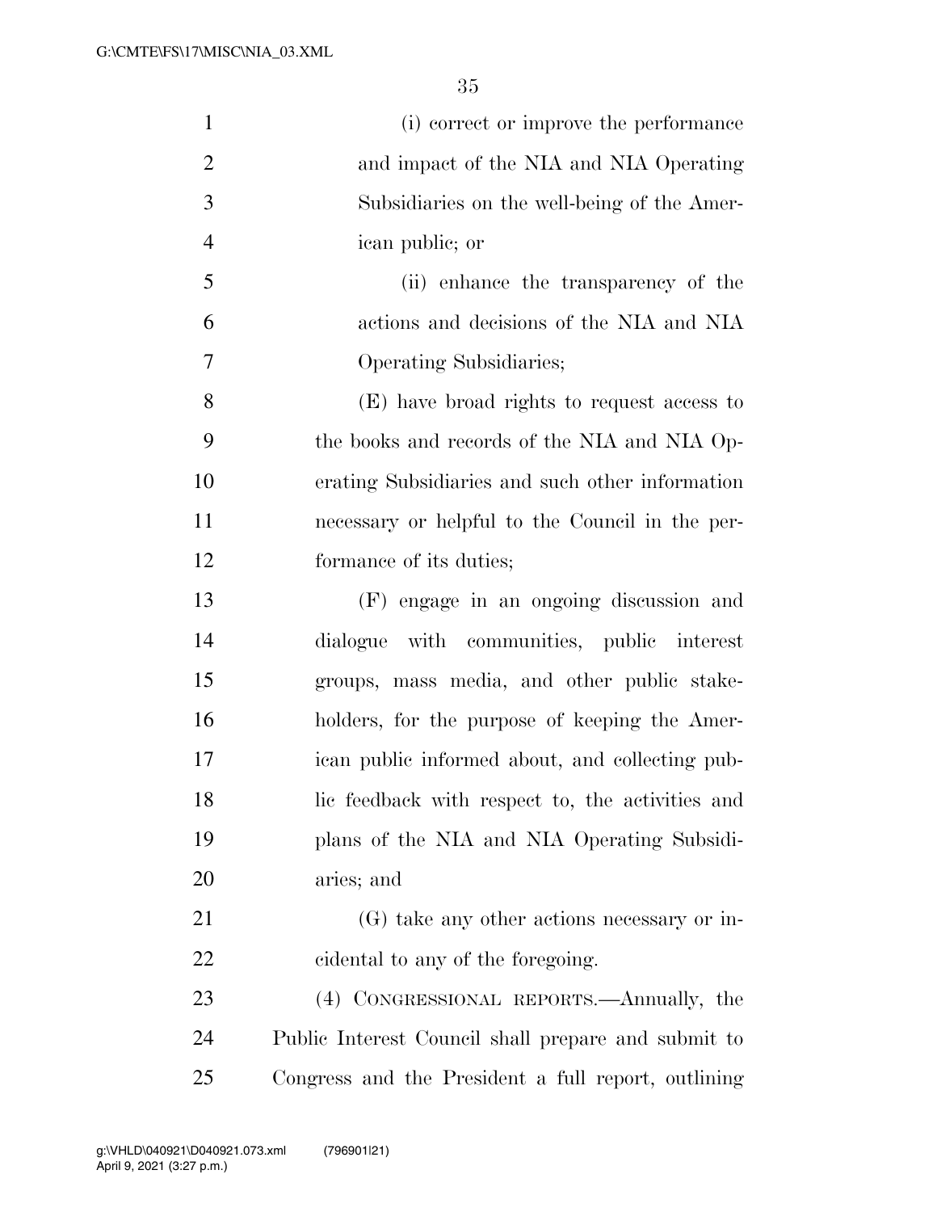(i) correct or improve the performance and impact of the NIA and NIA Operating Subsidiaries on the well-being of the American public; or

(ii) enhance the transparency of the actions and decisions of the NIA and NIA Operating Subsidiaries;

(E) have broad rights to request access to the books and records of the NIA and NIA Operating Subsidiaries and such other information necessary or helpful to the Council in the performance of its duties;

(F) engage in an ongoing discussion and dialogue with communities, public interest groups, mass media, and other public stakeholders, for the purpose of keeping the American public informed about, and collecting public feedback with respect to, the activities and plans of the NIA and NIA Operating Subsidiaries; and

(G) take any other actions necessary or incidental to any of the foregoing.

(4) CONGRESSIONAL REPORTS.—Annually, the Public Interest Council shall prepare and submit to Congress and the President a full report, outlining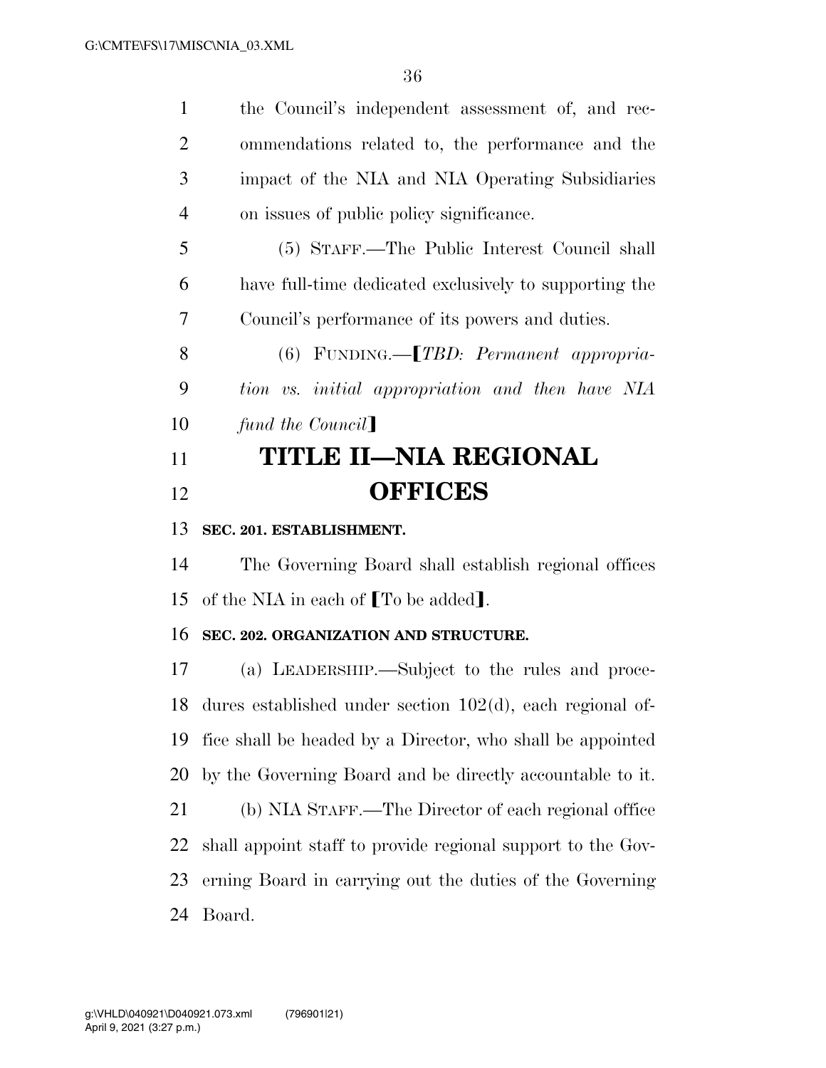the Council's independent assessment of, and recommendations related to, the performance and the impact of the NIA and NIA Operating Subsidiaries on issues of public policy significance.

(5) STAFF.—The Public Interest Council shall have full-time dedicated exclusively to supporting the Council's performance of its powers and duties.

(6) FUNDING.—⟦*TBD: Permanent appropriation vs. initial appropriation and then have NIA fund the Council*⟧

# TITLE II—NIA REGIONAL OFFICES

**SEC. 201. ESTABLISHMENT.**

The Governing Board shall establish regional offices of the NIA in each of ⟦To be added⟧.

**SEC. 202. ORGANIZATION AND STRUCTURE.**

(a) LEADERSHIP.—Subject to the rules and procedures established under section 102(d), each regional office shall be headed by a Director, who shall be appointed by the Governing Board and be directly accountable to it.

(b) NIA STAFF.—The Director of each regional office shall appoint staff to provide regional support to the Governing Board in carrying out the duties of the Governing Board.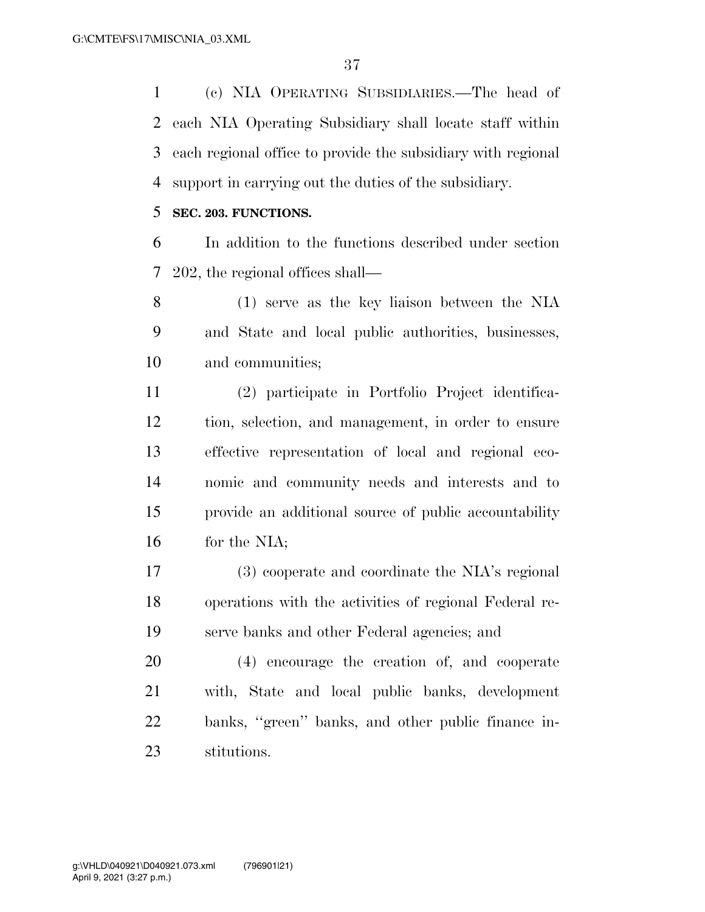(c) NIA OPERATING SUBSIDIARIES.—The head of each NIA Operating Subsidiary shall locate staff within each regional office to provide the subsidiary with regional support in carrying out the duties of the subsidiary.

**SEC. 203. FUNCTIONS.**

In addition to the functions described under section 202, the regional offices shall—

(1) serve as the key liaison between the NIA and State and local public authorities, businesses, and communities;

(2) participate in Portfolio Project identification, selection, and management, in order to ensure effective representation of local and regional economic and community needs and interests and to provide an additional source of public accountability for the NIA;

(3) cooperate and coordinate the NIA's regional operations with the activities of regional Federal reserve banks and other Federal agencies; and

(4) encourage the creation of, and cooperate with, State and local public banks, development banks, "green" banks, and other public finance institutions.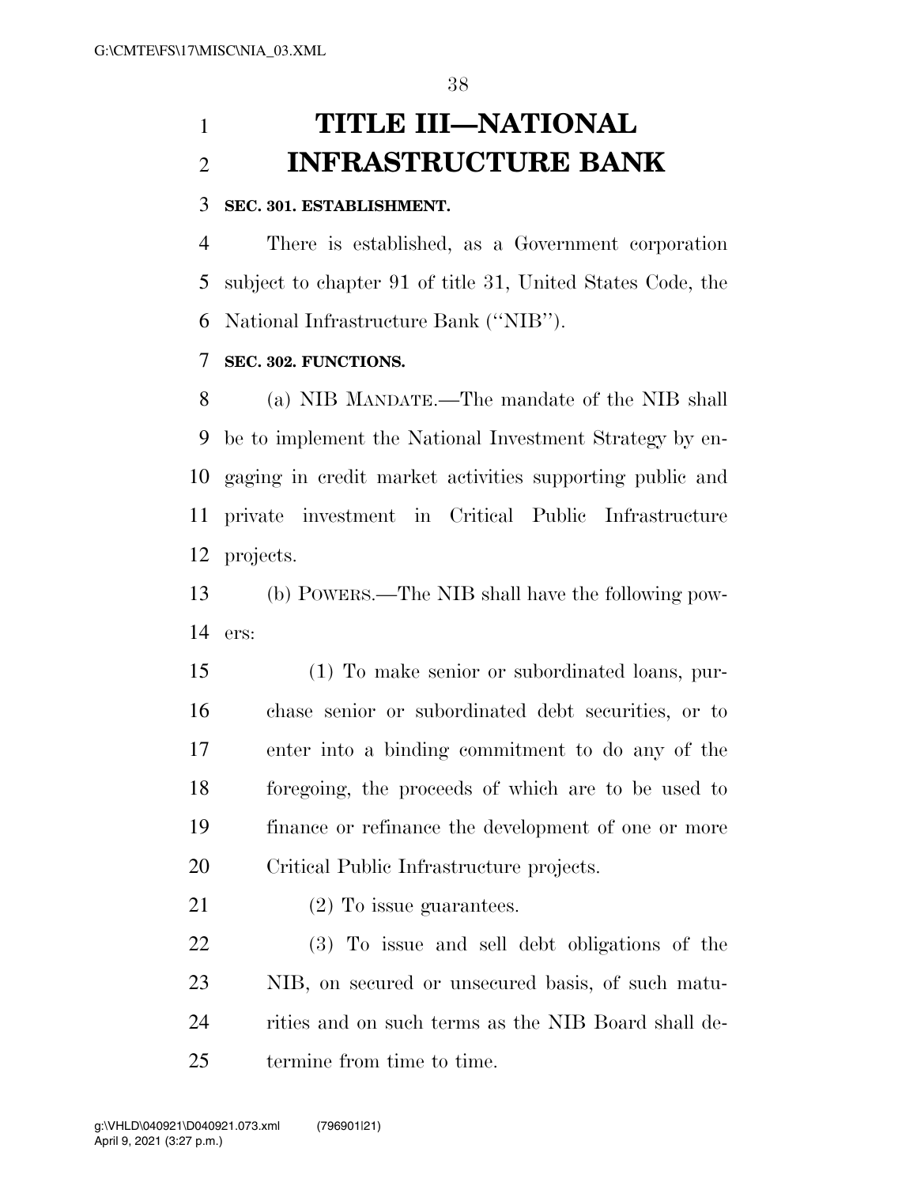# TITLE III—NATIONAL INFRASTRUCTURE BANK

**SEC. 301. ESTABLISHMENT.**

There is established, as a Government corporation subject to chapter 91 of title 31, United States Code, the National Infrastructure Bank (''NIB'').

**SEC. 302. FUNCTIONS.**

(a) NIB MANDATE.—The mandate of the NIB shall be to implement the National Investment Strategy by engaging in credit market activities supporting public and private investment in Critical Public Infrastructure projects.

(b) POWERS.—The NIB shall have the following powers:

(1) To make senior or subordinated loans, purchase senior or subordinated debt securities, or to enter into a binding commitment to do any of the foregoing, the proceeds of which are to be used to finance or refinance the development of one or more Critical Public Infrastructure projects.

(2) To issue guarantees.

(3) To issue and sell debt obligations of the NIB, on secured or unsecured basis, of such maturities and on such terms as the NIB Board shall determine from time to time.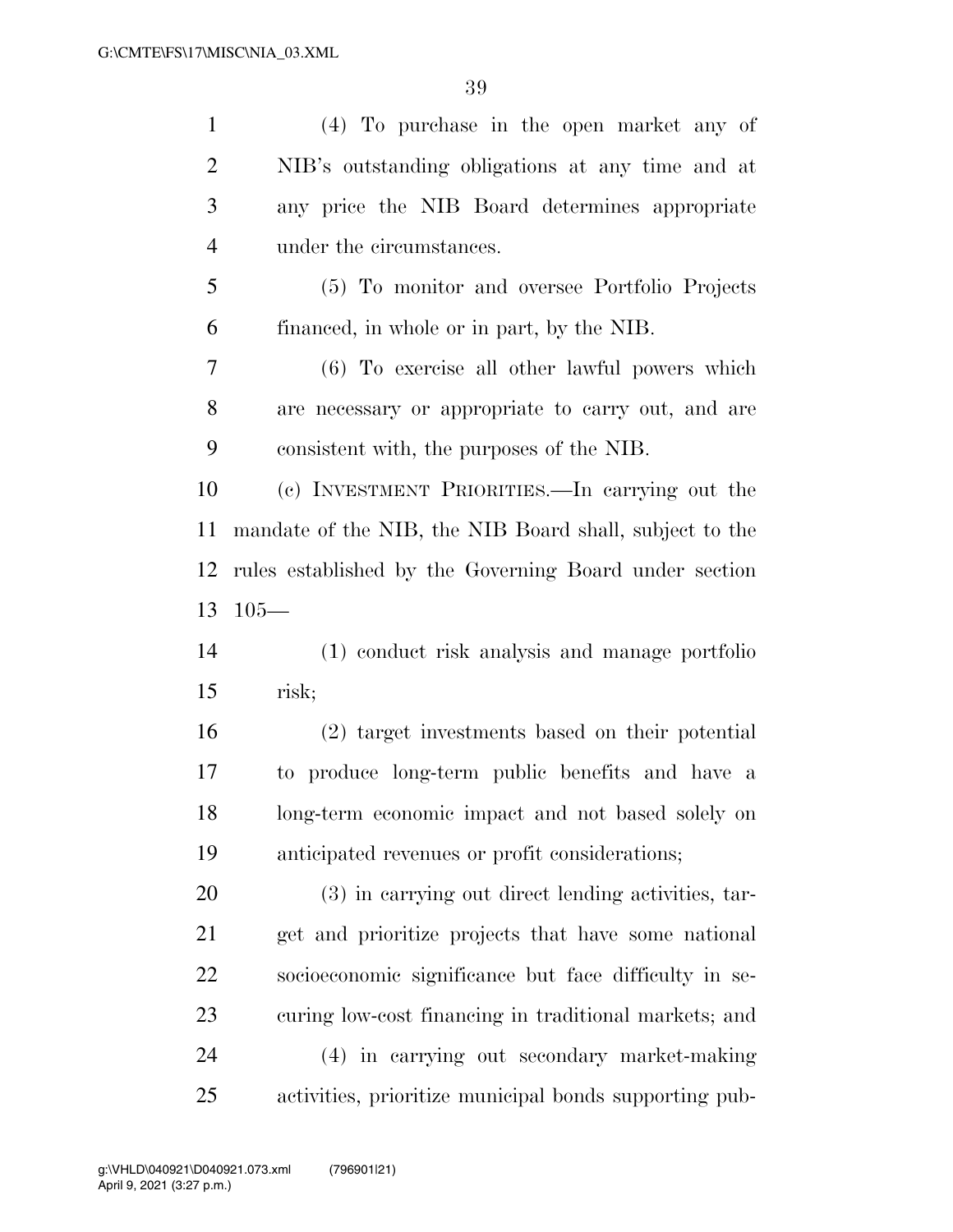(4) To purchase in the open market any of NIB's outstanding obligations at any time and at any price the NIB Board determines appropriate under the circumstances.

(5) To monitor and oversee Portfolio Projects financed, in whole or in part, by the NIB.

(6) To exercise all other lawful powers which are necessary or appropriate to carry out, and are consistent with, the purposes of the NIB.

(c) INVESTMENT PRIORITIES.—In carrying out the mandate of the NIB, the NIB Board shall, subject to the rules established by the Governing Board under section 105—

(1) conduct risk analysis and manage portfolio risk;

(2) target investments based on their potential to produce long-term public benefits and have a long-term economic impact and not based solely on anticipated revenues or profit considerations;

(3) in carrying out direct lending activities, target and prioritize projects that have some national socioeconomic significance but face difficulty in securing low-cost financing in traditional markets; and

(4) in carrying out secondary market-making activities, prioritize municipal bonds supporting pub-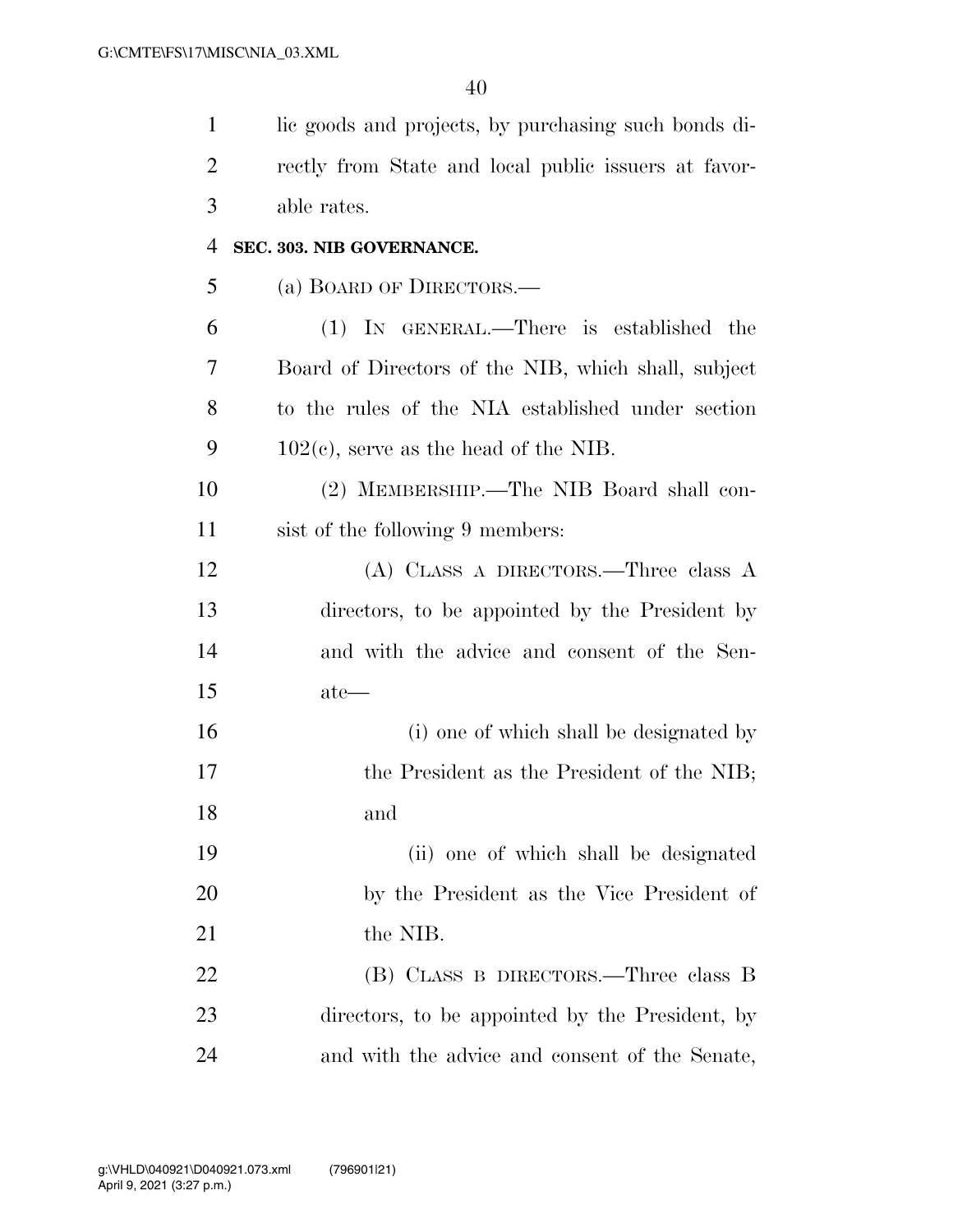lic goods and projects, by purchasing such bonds directly from State and local public issuers at favorable rates.

**SEC. 303. NIB GOVERNANCE.**

(a) BOARD OF DIRECTORS.—

(1) IN GENERAL.—There is established the Board of Directors of the NIB, which shall, subject to the rules of the NIA established under section 102(c), serve as the head of the NIB.

(2) MEMBERSHIP.—The NIB Board shall consist of the following 9 members:

(A) CLASS A DIRECTORS.—Three class A directors, to be appointed by the President by and with the advice and consent of the Senate—

(i) one of which shall be designated by the President as the President of the NIB; and

(ii) one of which shall be designated by the President as the Vice President of the NIB.

(B) CLASS B DIRECTORS.—Three class B directors, to be appointed by the President, by and with the advice and consent of the Senate,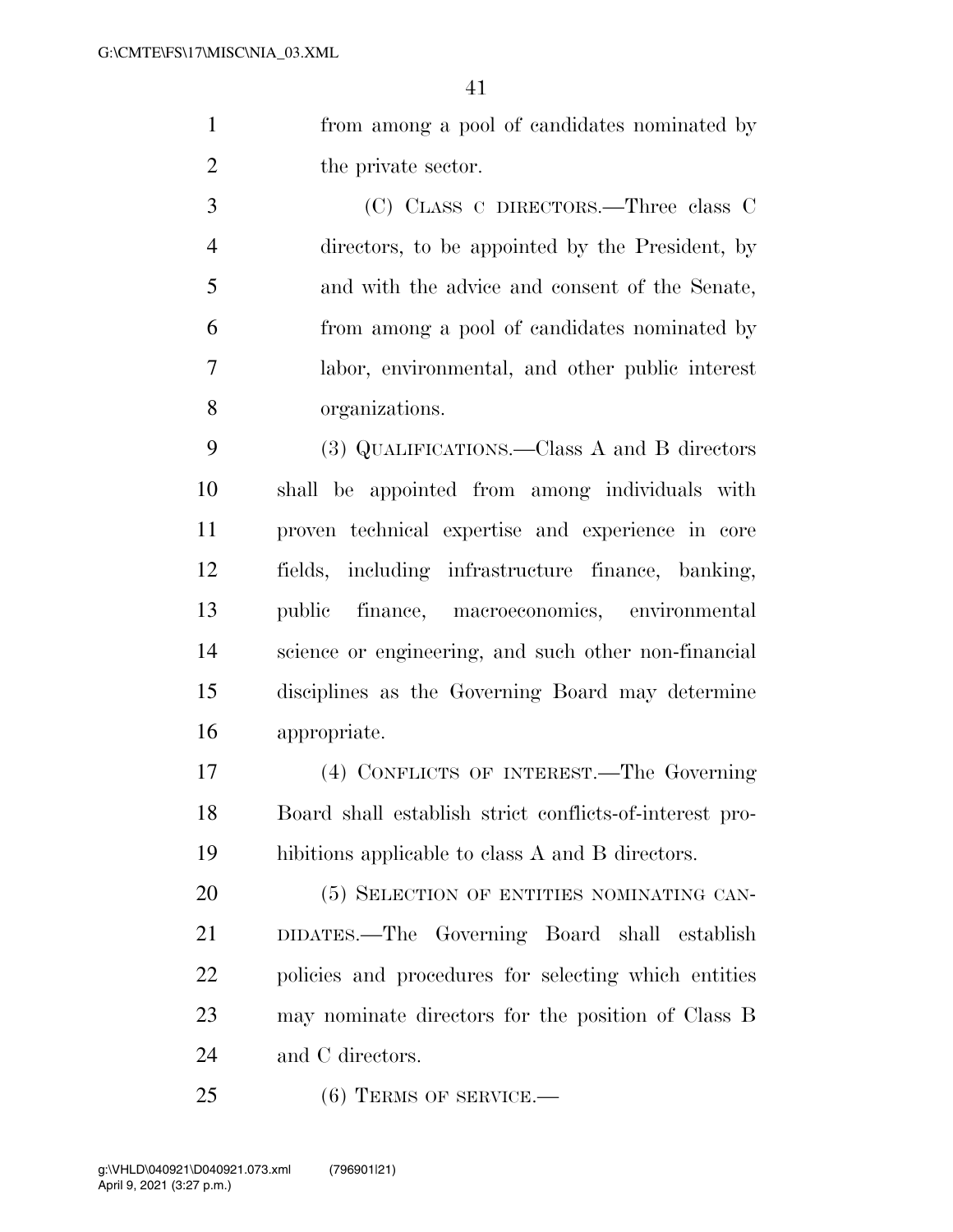from among a pool of candidates nominated by the private sector.

(C) CLASS C DIRECTORS.—Three class C directors, to be appointed by the President, by and with the advice and consent of the Senate, from among a pool of candidates nominated by labor, environmental, and other public interest organizations.

(3) QUALIFICATIONS.—Class A and B directors shall be appointed from among individuals with proven technical expertise and experience in core fields, including infrastructure finance, banking, public finance, macroeconomics, environmental science or engineering, and such other non-financial disciplines as the Governing Board may determine appropriate.

(4) CONFLICTS OF INTEREST.—The Governing Board shall establish strict conflicts-of-interest prohibitions applicable to class A and B directors.

(5) SELECTION OF ENTITIES NOMINATING CANDIDATES.—The Governing Board shall establish policies and procedures for selecting which entities may nominate directors for the position of Class B and C directors.

(6) TERMS OF SERVICE.—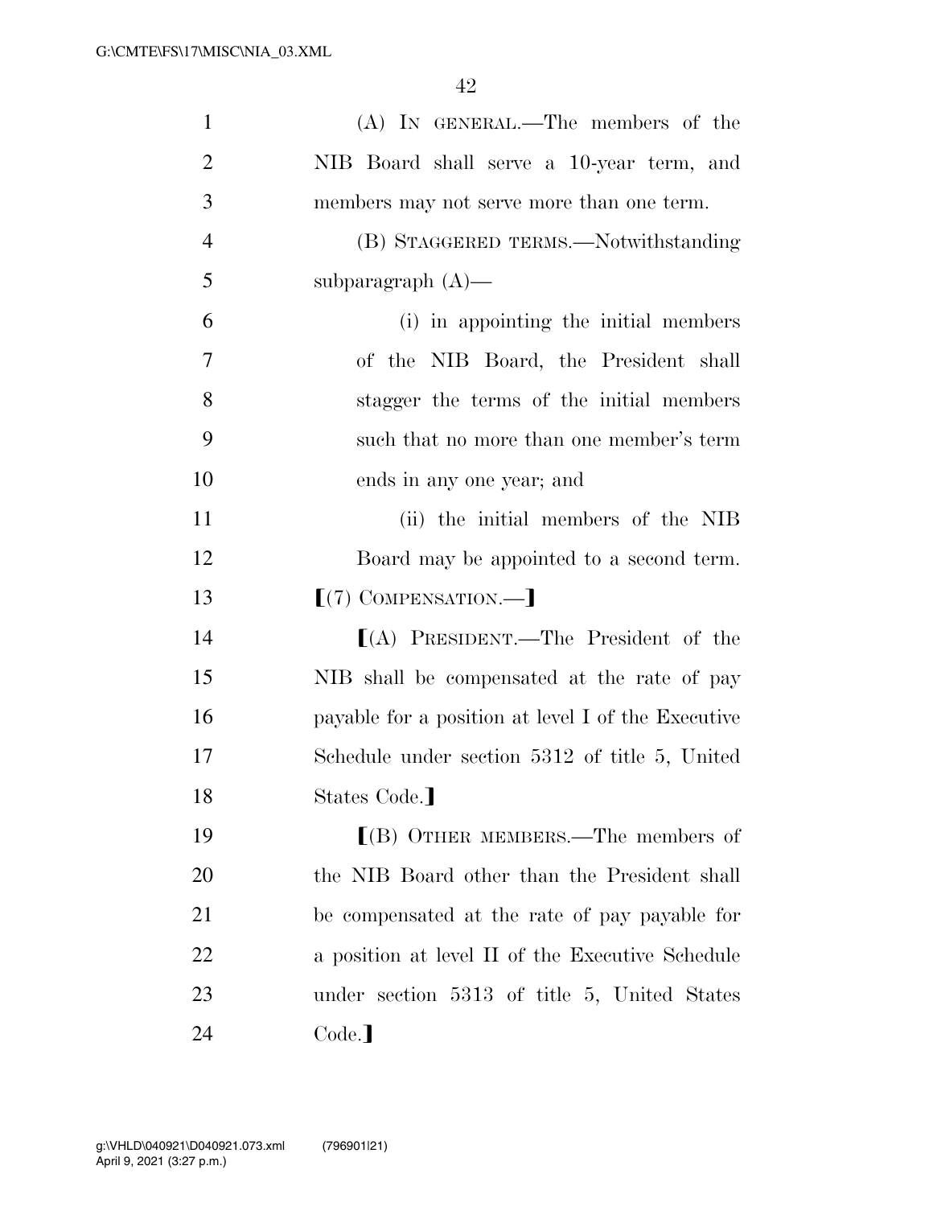(A) IN GENERAL.—The members of the NIB Board shall serve a 10-year term, and members may not serve more than one term.

(B) STAGGERED TERMS.—Notwithstanding subparagraph (A)—

(i) in appointing the initial members of the NIB Board, the President shall stagger the terms of the initial members such that no more than one member's term ends in any one year; and

(ii) the initial members of the NIB Board may be appointed to a second term.

⟦(7) COMPENSATION.—⟧

⟦(A) PRESIDENT.—The President of the NIB shall be compensated at the rate of pay payable for a position at level I of the Executive Schedule under section 5312 of title 5, United States Code.⟧

⟦(B) OTHER MEMBERS.—The members of the NIB Board other than the President shall be compensated at the rate of pay payable for a position at level II of the Executive Schedule under section 5313 of title 5, United States Code.⟧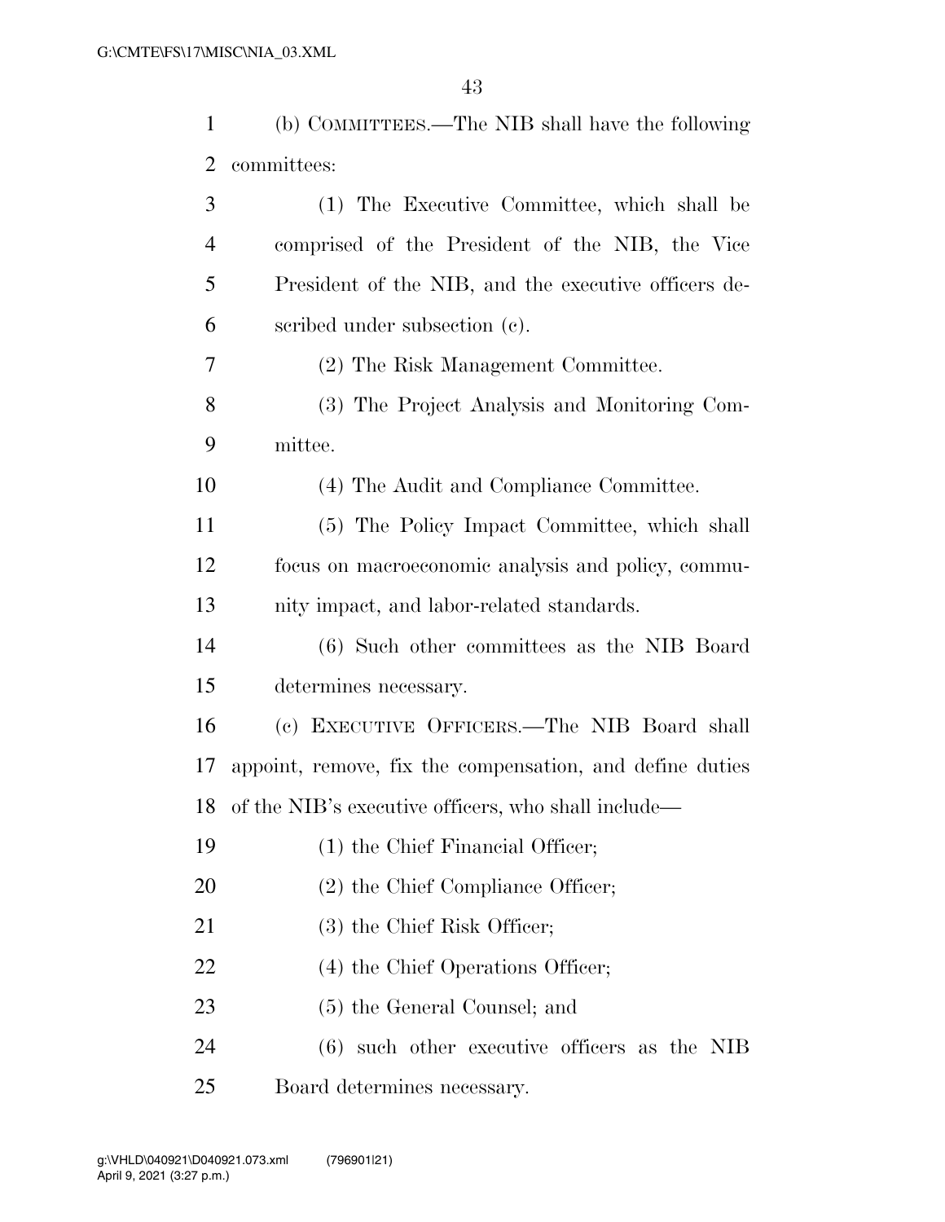(b) COMMITTEES.—The NIB shall have the following committees:

(1) The Executive Committee, which shall be comprised of the President of the NIB, the Vice President of the NIB, and the executive officers described under subsection (c).

(2) The Risk Management Committee.

(3) The Project Analysis and Monitoring Committee.

(4) The Audit and Compliance Committee.

(5) The Policy Impact Committee, which shall focus on macroeconomic analysis and policy, community impact, and labor-related standards.

(6) Such other committees as the NIB Board determines necessary.

(c) EXECUTIVE OFFICERS.—The NIB Board shall appoint, remove, fix the compensation, and define duties of the NIB's executive officers, who shall include—

(1) the Chief Financial Officer;

(2) the Chief Compliance Officer;

(3) the Chief Risk Officer;

(4) the Chief Operations Officer;

(5) the General Counsel; and

(6) such other executive officers as the NIB Board determines necessary.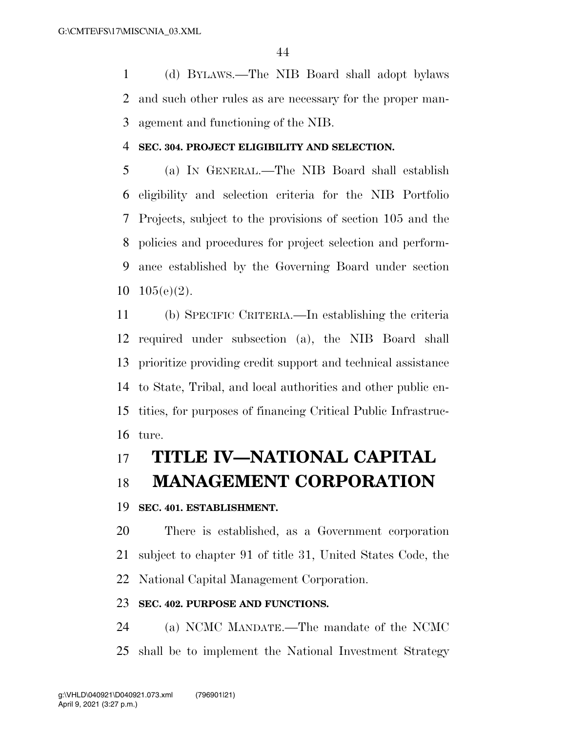(d) BYLAWS.—The NIB Board shall adopt bylaws and such other rules as are necessary for the proper management and functioning of the NIB.

**SEC. 304. PROJECT ELIGIBILITY AND SELECTION.**

(a) IN GENERAL.—The NIB Board shall establish eligibility and selection criteria for the NIB Portfolio Projects, subject to the provisions of section 105 and the policies and procedures for project selection and performance established by the Governing Board under section 105(e)(2).

(b) SPECIFIC CRITERIA.—In establishing the criteria required under subsection (a), the NIB Board shall prioritize providing credit support and technical assistance to State, Tribal, and local authorities and other public entities, for purposes of financing Critical Public Infrastructure.

# TITLE IV—NATIONAL CAPITAL MANAGEMENT CORPORATION

**SEC. 401. ESTABLISHMENT.**

There is established, as a Government corporation subject to chapter 91 of title 31, United States Code, the National Capital Management Corporation.

**SEC. 402. PURPOSE AND FUNCTIONS.**

(a) NCMC MANDATE.—The mandate of the NCMC shall be to implement the National Investment Strategy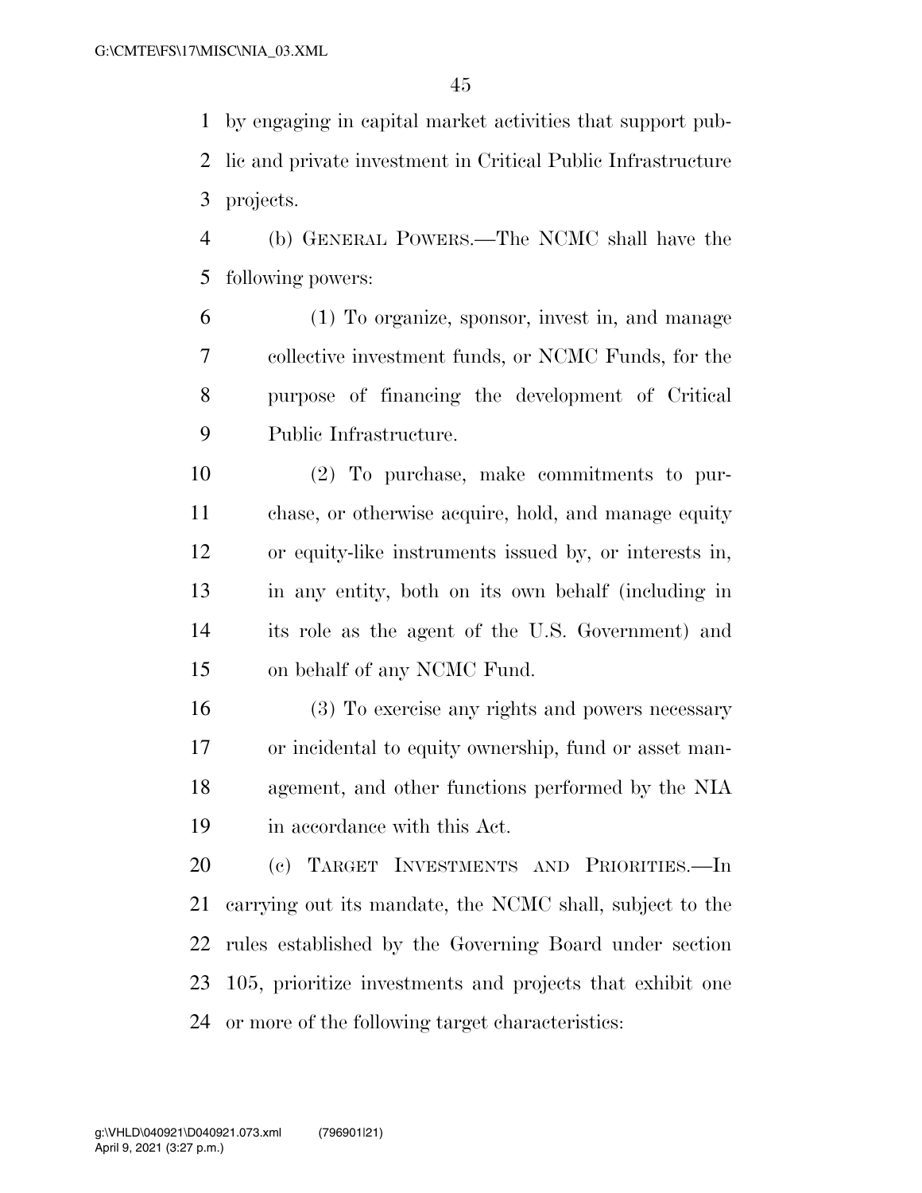by engaging in capital market activities that support public and private investment in Critical Public Infrastructure projects.

(b) GENERAL POWERS.—The NCMC shall have the following powers:

(1) To organize, sponsor, invest in, and manage collective investment funds, or NCMC Funds, for the purpose of financing the development of Critical Public Infrastructure.

(2) To purchase, make commitments to purchase, or otherwise acquire, hold, and manage equity or equity-like instruments issued by, or interests in, in any entity, both on its own behalf (including in its role as the agent of the U.S. Government) and on behalf of any NCMC Fund.

(3) To exercise any rights and powers necessary or incidental to equity ownership, fund or asset management, and other functions performed by the NIA in accordance with this Act.

(c) TARGET INVESTMENTS AND PRIORITIES.—In carrying out its mandate, the NCMC shall, subject to the rules established by the Governing Board under section 105, prioritize investments and projects that exhibit one or more of the following target characteristics: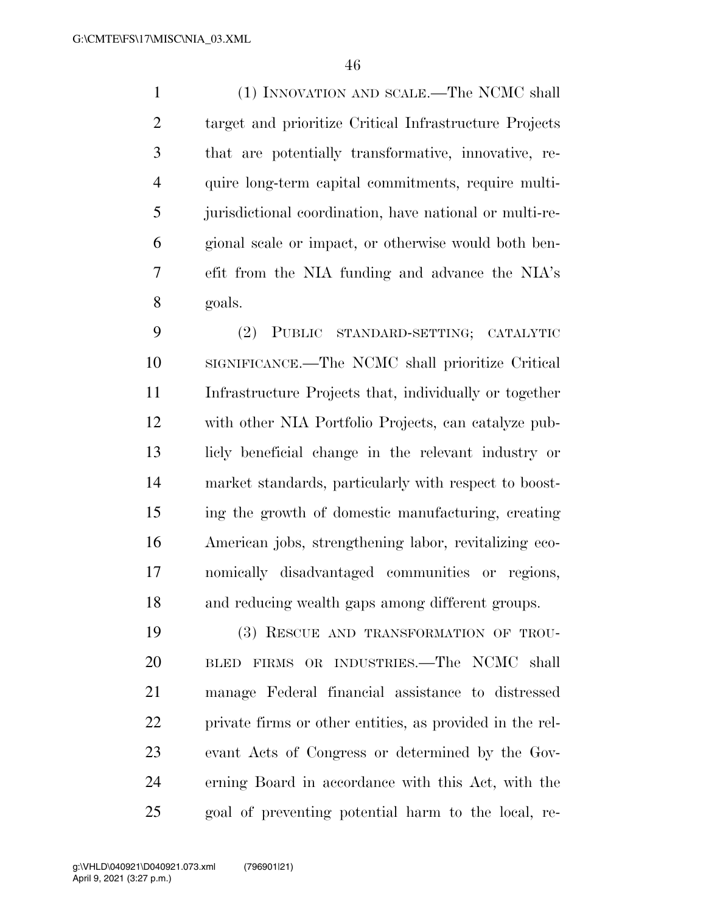(1) INNOVATION AND SCALE.—The NCMC shall target and prioritize Critical Infrastructure Projects that are potentially transformative, innovative, require long-term capital commitments, require multi-jurisdictional coordination, have national or multi-regional scale or impact, or otherwise would both benefit from the NIA funding and advance the NIA's goals.

(2) PUBLIC STANDARD-SETTING; CATALYTIC SIGNIFICANCE.—The NCMC shall prioritize Critical Infrastructure Projects that, individually or together with other NIA Portfolio Projects, can catalyze publicly beneficial change in the relevant industry or market standards, particularly with respect to boosting the growth of domestic manufacturing, creating American jobs, strengthening labor, revitalizing economically disadvantaged communities or regions, and reducing wealth gaps among different groups.

(3) RESCUE AND TRANSFORMATION OF TROUBLED FIRMS OR INDUSTRIES.—The NCMC shall manage Federal financial assistance to distressed private firms or other entities, as provided in the relevant Acts of Congress or determined by the Governing Board in accordance with this Act, with the goal of preventing potential harm to the local, re-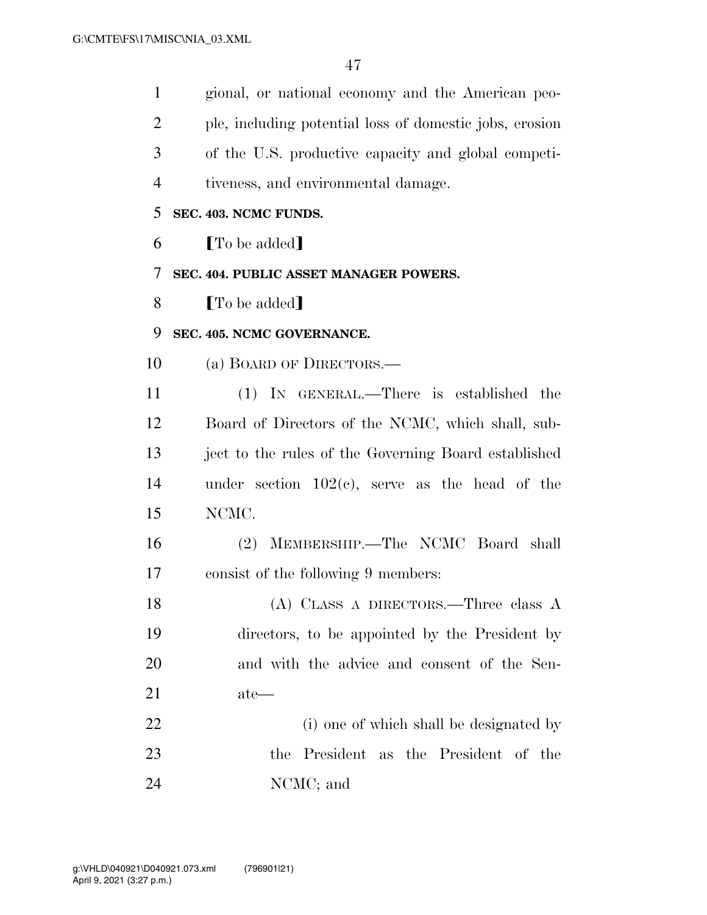gional, or national economy and the American people, including potential loss of domestic jobs, erosion of the U.S. productive capacity and global competitiveness, and environmental damage.

**SEC. 403. NCMC FUNDS.**

[To be added]

**SEC. 404. PUBLIC ASSET MANAGER POWERS.**

[To be added]

**SEC. 405. NCMC GOVERNANCE.**

(a) BOARD OF DIRECTORS.—

(1) IN GENERAL.—There is established the Board of Directors of the NCMC, which shall, subject to the rules of the Governing Board established under section 102(c), serve as the head of the NCMC.

(2) MEMBERSHIP.—The NCMC Board shall consist of the following 9 members:

(A) CLASS A DIRECTORS.—Three class A directors, to be appointed by the President by and with the advice and consent of the Senate—

(i) one of which shall be designated by the President as the President of the NCMC; and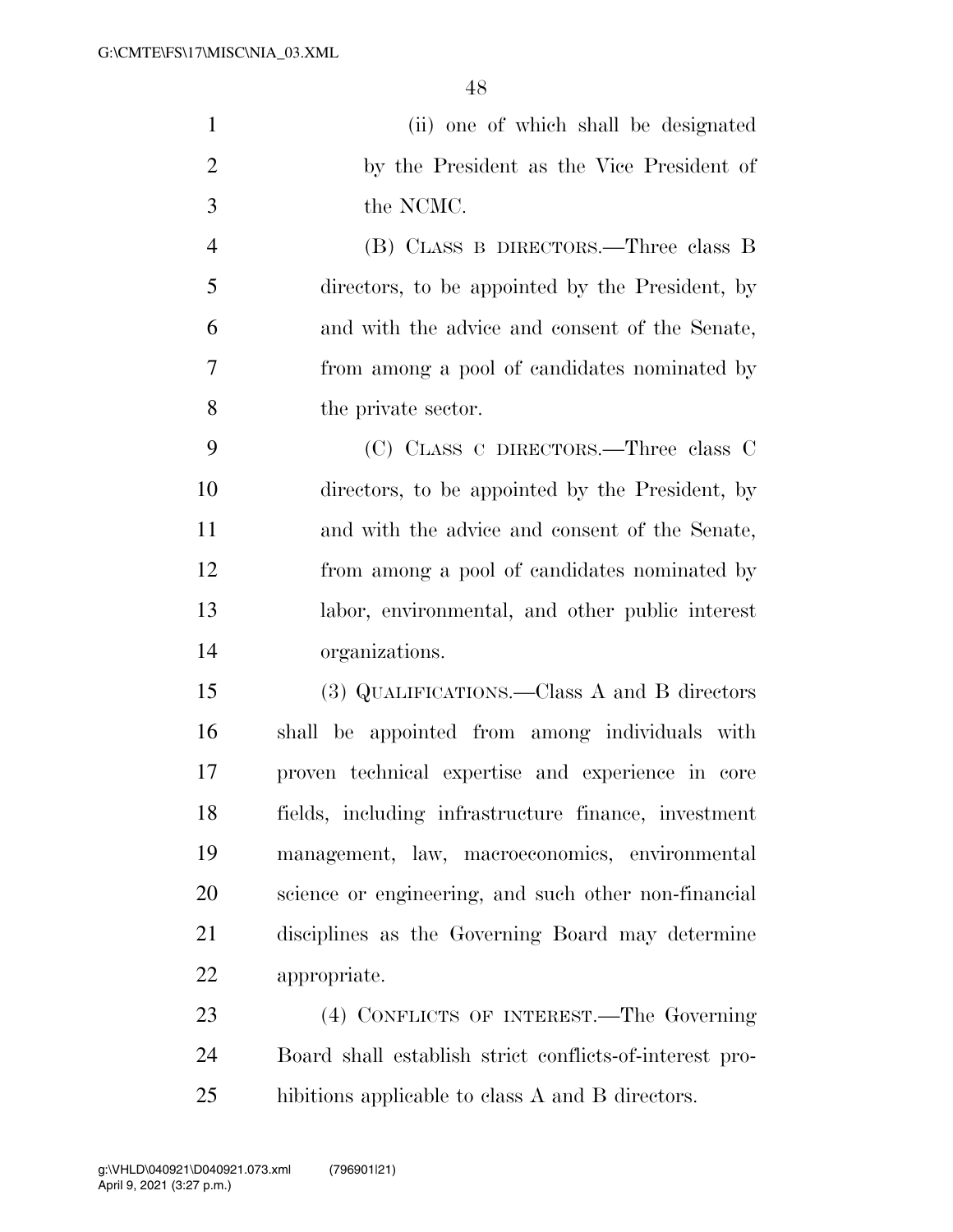(ii) one of which shall be designated by the President as the Vice President of the NCMC.

(B) CLASS B DIRECTORS.—Three class B directors, to be appointed by the President, by and with the advice and consent of the Senate, from among a pool of candidates nominated by the private sector.

(C) CLASS C DIRECTORS.—Three class C directors, to be appointed by the President, by and with the advice and consent of the Senate, from among a pool of candidates nominated by labor, environmental, and other public interest organizations.

(3) QUALIFICATIONS.—Class A and B directors shall be appointed from among individuals with proven technical expertise and experience in core fields, including infrastructure finance, investment management, law, macroeconomics, environmental science or engineering, and such other non-financial disciplines as the Governing Board may determine appropriate.

(4) CONFLICTS OF INTEREST.—The Governing Board shall establish strict conflicts-of-interest prohibitions applicable to class A and B directors.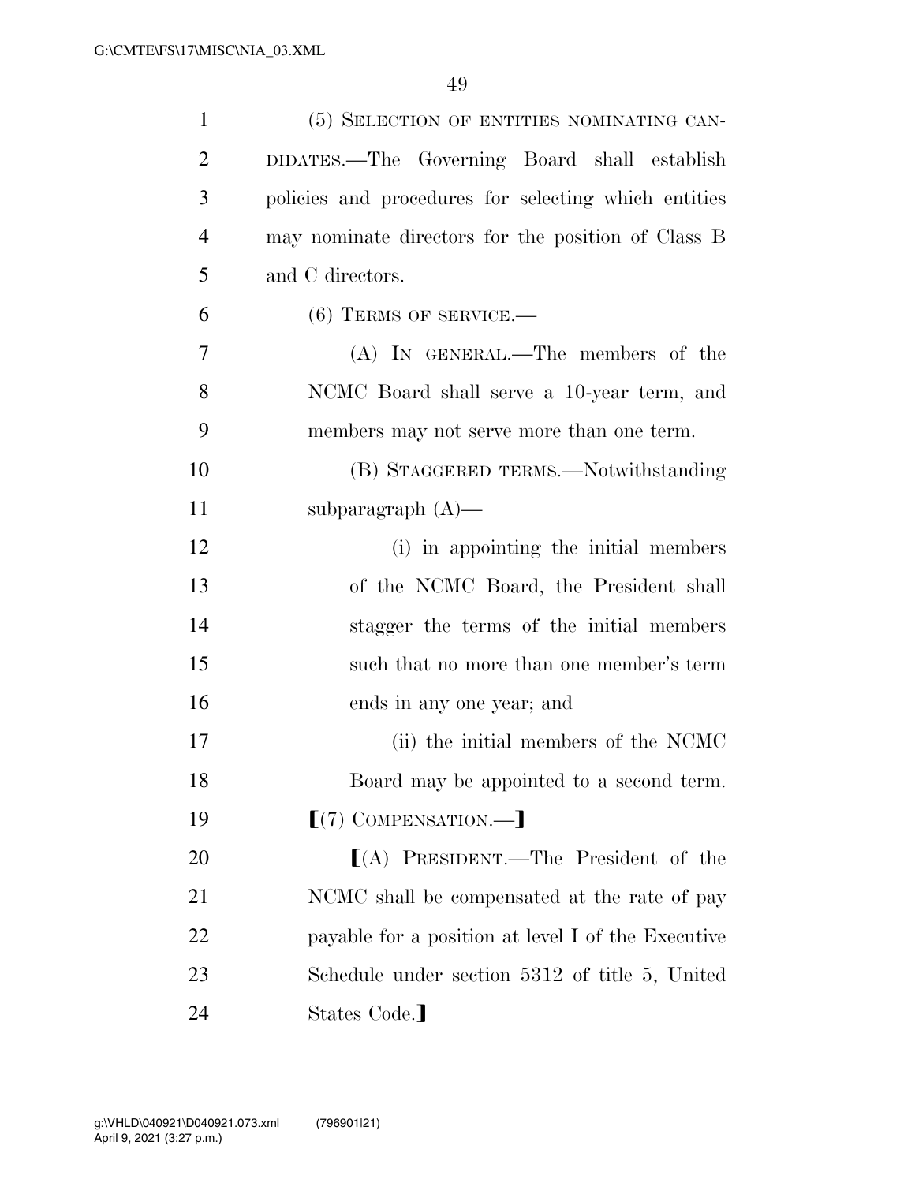(5) SELECTION OF ENTITIES NOMINATING CANDIDATES.—The Governing Board shall establish policies and procedures for selecting which entities may nominate directors for the position of Class B and C directors.

(6) TERMS OF SERVICE.—

(A) IN GENERAL.—The members of the NCMC Board shall serve a 10-year term, and members may not serve more than one term.

(B) STAGGERED TERMS.—Notwithstanding subparagraph (A)—

(i) in appointing the initial members of the NCMC Board, the President shall stagger the terms of the initial members such that no more than one member's term ends in any one year; and

(ii) the initial members of the NCMC Board may be appointed to a second term.

⟦(7) COMPENSATION.—⟧

⟦(A) PRESIDENT.—The President of the NCMC shall be compensated at the rate of pay payable for a position at level I of the Executive Schedule under section 5312 of title 5, United States Code.⟧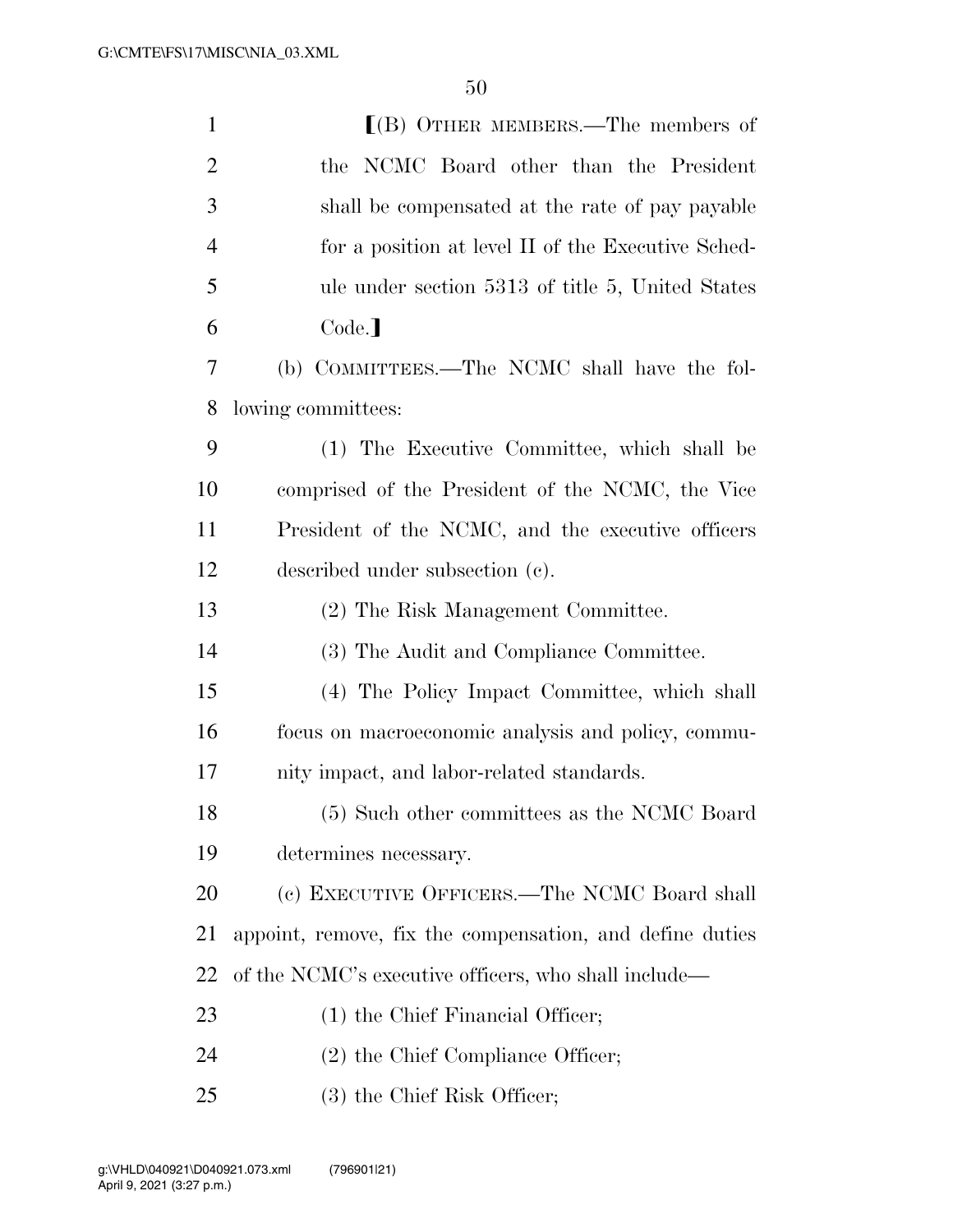⟦(B) OTHER MEMBERS.—The members of the NCMC Board other than the President shall be compensated at the rate of pay payable for a position at level II of the Executive Schedule under section 5313 of title 5, United States Code.⟧

(b) COMMITTEES.—The NCMC shall have the following committees:

(1) The Executive Committee, which shall be comprised of the President of the NCMC, the Vice President of the NCMC, and the executive officers described under subsection (c).

(2) The Risk Management Committee.

(3) The Audit and Compliance Committee.

(4) The Policy Impact Committee, which shall focus on macroeconomic analysis and policy, community impact, and labor-related standards.

(5) Such other committees as the NCMC Board determines necessary.

(c) EXECUTIVE OFFICERS.—The NCMC Board shall appoint, remove, fix the compensation, and define duties of the NCMC's executive officers, who shall include—

(1) the Chief Financial Officer;

(2) the Chief Compliance Officer;

(3) the Chief Risk Officer;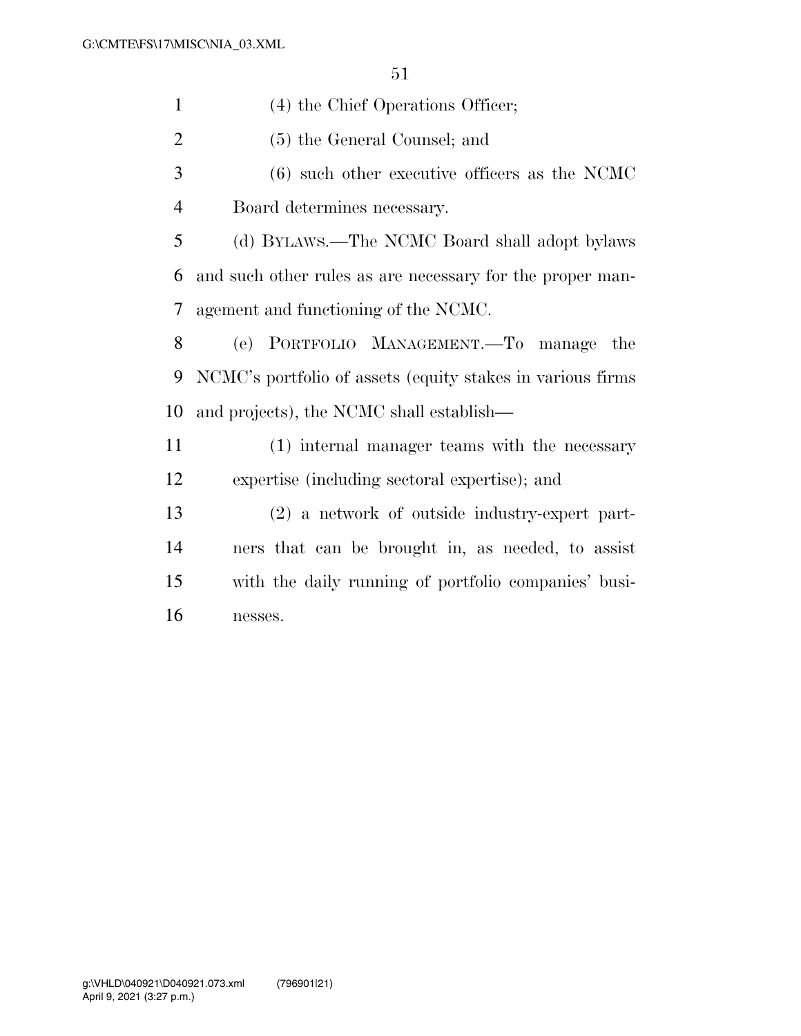(4) the Chief Operations Officer;

(5) the General Counsel; and

(6) such other executive officers as the NCMC Board determines necessary.

(d) BYLAWS.—The NCMC Board shall adopt bylaws and such other rules as are necessary for the proper management and functioning of the NCMC.

(e) PORTFOLIO MANAGEMENT.—To manage the NCMC's portfolio of assets (equity stakes in various firms and projects), the NCMC shall establish—

(1) internal manager teams with the necessary expertise (including sectoral expertise); and

(2) a network of outside industry-expert partners that can be brought in, as needed, to assist with the daily running of portfolio companies' businesses.